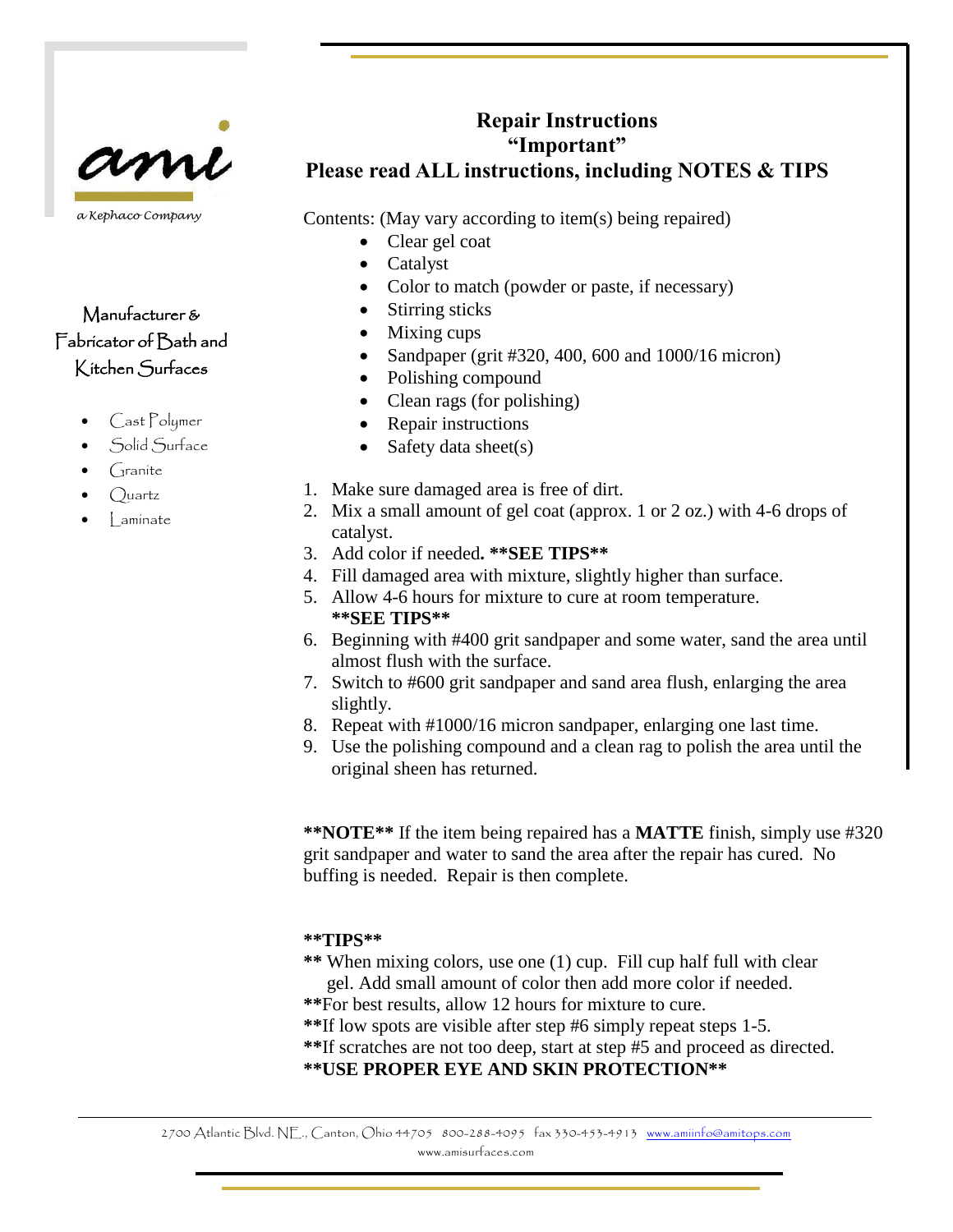ami

*a Kephaco Company*

Manufacturer & Fabricator of Bath and Kitchen Surfaces

- Cast Polymer
- Solid Surface
- Granite
- Quartz
- Laminate

# Repair Instructions
## "Important"
## Please read ALL instructions, including NOTES & TIPS

Contents: (May vary according to item(s) being repaired)

- Clear gel coat
- Catalyst
- Color to match (powder or paste, if necessary)
- Stirring sticks
- Mixing cups
- Sandpaper (grit #320, 400, 600 and 1000/16 micron)
- Polishing compound
- Clean rags (for polishing)
- Repair instructions
- Safety data sheet(s)

1. Make sure damaged area is free of dirt.
2. Mix a small amount of gel coat (approx. 1 or 2 oz.) with 4-6 drops of catalyst.
3. Add color if needed**. **SEE TIPS****
4. Fill damaged area with mixture, slightly higher than surface.
5. Allow 4-6 hours for mixture to cure at room temperature. ****SEE TIPS****
6. Beginning with #400 grit sandpaper and some water, sand the area until almost flush with the surface.
7. Switch to #600 grit sandpaper and sand area flush, enlarging the area slightly.
8. Repeat with #1000/16 micron sandpaper, enlarging one last time.
9. Use the polishing compound and a clean rag to polish the area until the original sheen has returned.

****NOTE**** If the item being repaired has a **MATTE** finish, simply use #320 grit sandpaper and water to sand the area after the repair has cured. No buffing is needed. Repair is then complete.

****TIPS****

**** When mixing colors, use one (1) cup. Fill cup half full with clear gel. Add small amount of color then add more color if needed.

****For best results, allow 12 hours for mixture to cure.

****If low spots are visible after step #6 simply repeat steps 1-5.

****If scratches are not too deep, start at step #5 and proceed as directed.

****USE PROPER EYE AND SKIN PROTECTION****

2700 Atlantic Blvd. NE., Canton, Ohio 44705 800-288-4095 fax 330-453-4913 www.amiinfo@amitops.com
www.amisurfaces.com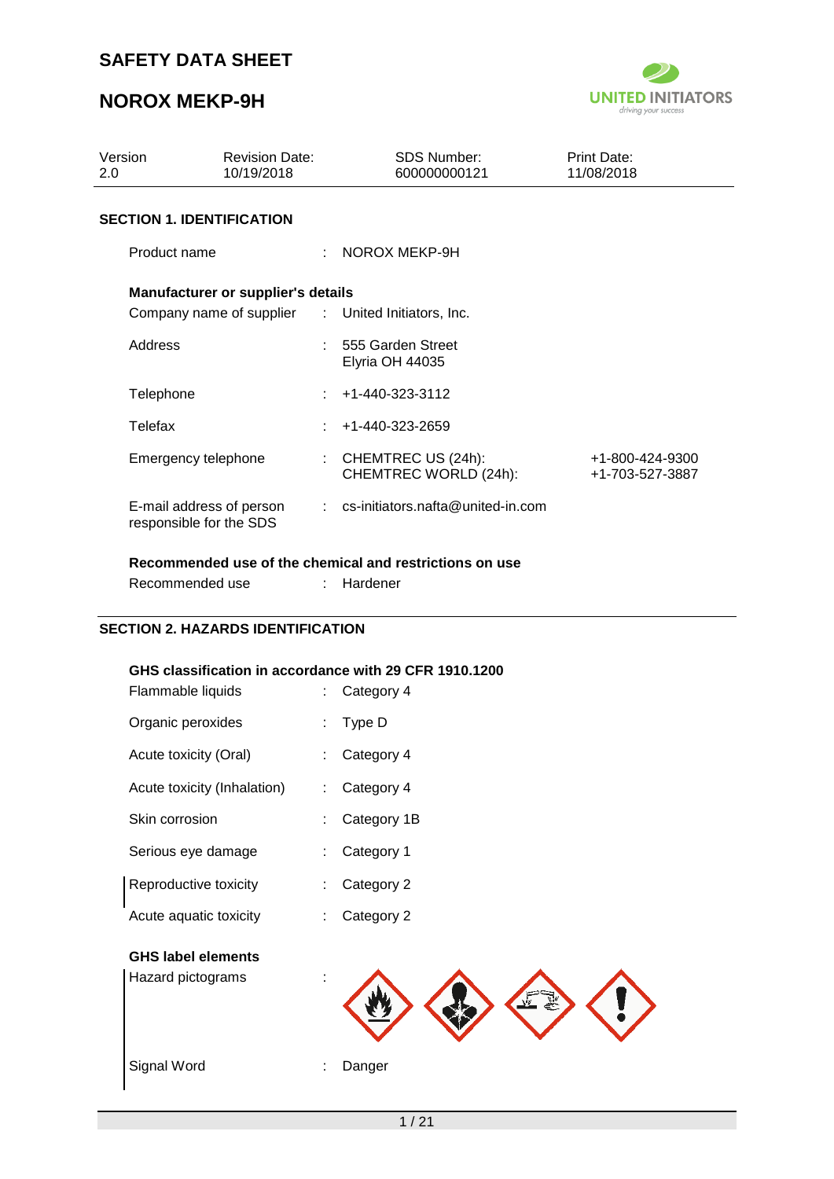# SAFETY DATA SHEET

# NOROX MEKP-9H

| Version | Revision Date: | SDS Number: | Print Date: |
|---|---|---|---|
| 2.0 | 10/19/2018 | 600000000121 | 11/08/2018 |

## SECTION 1. IDENTIFICATION

Product name : NOROX MEKP-9H

**Manufacturer or supplier's details**

Company name of supplier : United Initiators, Inc.

Address : 555 Garden Street
Elyria OH 44035

Telephone : +1-440-323-3112

Telefax : +1-440-323-2659

Emergency telephone : CHEMTREC US (24h): +1-800-424-9300
CHEMTREC WORLD (24h): +1-703-527-3887

E-mail address of person responsible for the SDS : cs-initiators.nafta@united-in.com

**Recommended use of the chemical and restrictions on use**

Recommended use : Hardener

## SECTION 2. HAZARDS IDENTIFICATION

**GHS classification in accordance with 29 CFR 1910.1200**

Flammable liquids : Category 4

Organic peroxides : Type D

Acute toxicity (Oral) : Category 4

Acute toxicity (Inhalation) : Category 4

Skin corrosion : Category 1B

Serious eye damage : Category 1

Reproductive toxicity : Category 2

Acute aquatic toxicity : Category 2

**GHS label elements**

Hazard pictograms :

Signal Word : Danger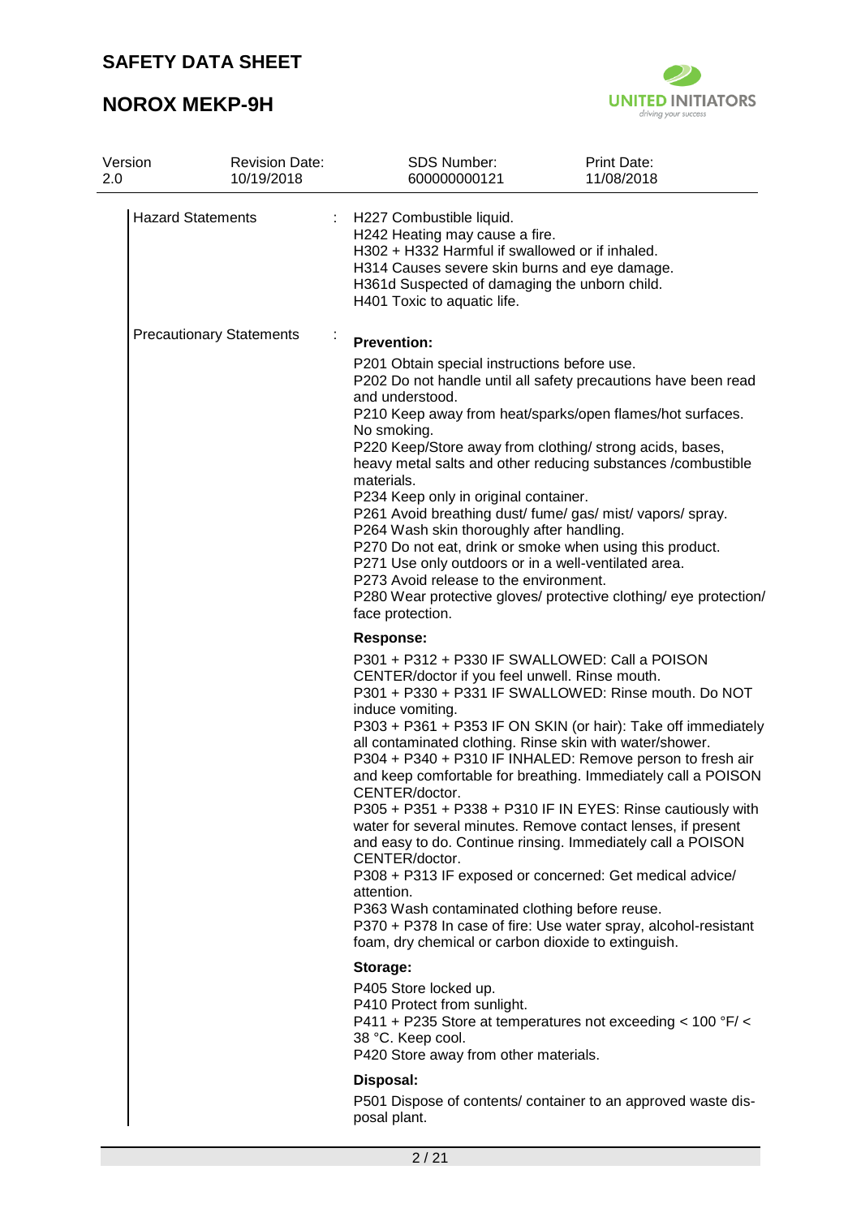| Version | Revision Date: | SDS Number: | Print Date: |
|---|---|---|---|
| 2.0 | 10/19/2018 | 600000000121 | 11/08/2018 |

**Hazard Statements** :

H227 Combustible liquid.
H242 Heating may cause a fire.
H302 + H332 Harmful if swallowed or if inhaled.
H314 Causes severe skin burns and eye damage.
H361d Suspected of damaging the unborn child.
H401 Toxic to aquatic life.

**Precautionary Statements** :

**Prevention:**

P201 Obtain special instructions before use.
P202 Do not handle until all safety precautions have been read and understood.
P210 Keep away from heat/sparks/open flames/hot surfaces. No smoking.
P220 Keep/Store away from clothing/ strong acids, bases, heavy metal salts and other reducing substances /combustible materials.
P234 Keep only in original container.
P261 Avoid breathing dust/ fume/ gas/ mist/ vapors/ spray.
P264 Wash skin thoroughly after handling.
P270 Do not eat, drink or smoke when using this product.
P271 Use only outdoors or in a well-ventilated area.
P273 Avoid release to the environment.
P280 Wear protective gloves/ protective clothing/ eye protection/ face protection.

**Response:**

P301 + P312 + P330 IF SWALLOWED: Call a POISON CENTER/doctor if you feel unwell. Rinse mouth.
P301 + P330 + P331 IF SWALLOWED: Rinse mouth. Do NOT induce vomiting.
P303 + P361 + P353 IF ON SKIN (or hair): Take off immediately all contaminated clothing. Rinse skin with water/shower.
P304 + P340 + P310 IF INHALED: Remove person to fresh air and keep comfortable for breathing. Immediately call a POISON CENTER/doctor.
P305 + P351 + P338 + P310 IF IN EYES: Rinse cautiously with water for several minutes. Remove contact lenses, if present and easy to do. Continue rinsing. Immediately call a POISON CENTER/doctor.
P308 + P313 IF exposed or concerned: Get medical advice/ attention.
P363 Wash contaminated clothing before reuse.
P370 + P378 In case of fire: Use water spray, alcohol-resistant foam, dry chemical or carbon dioxide to extinguish.

**Storage:**

P405 Store locked up.
P410 Protect from sunlight.
P411 + P235 Store at temperatures not exceeding < 100 °F/ < 38 °C. Keep cool.
P420 Store away from other materials.

**Disposal:**

P501 Dispose of contents/ container to an approved waste disposal plant.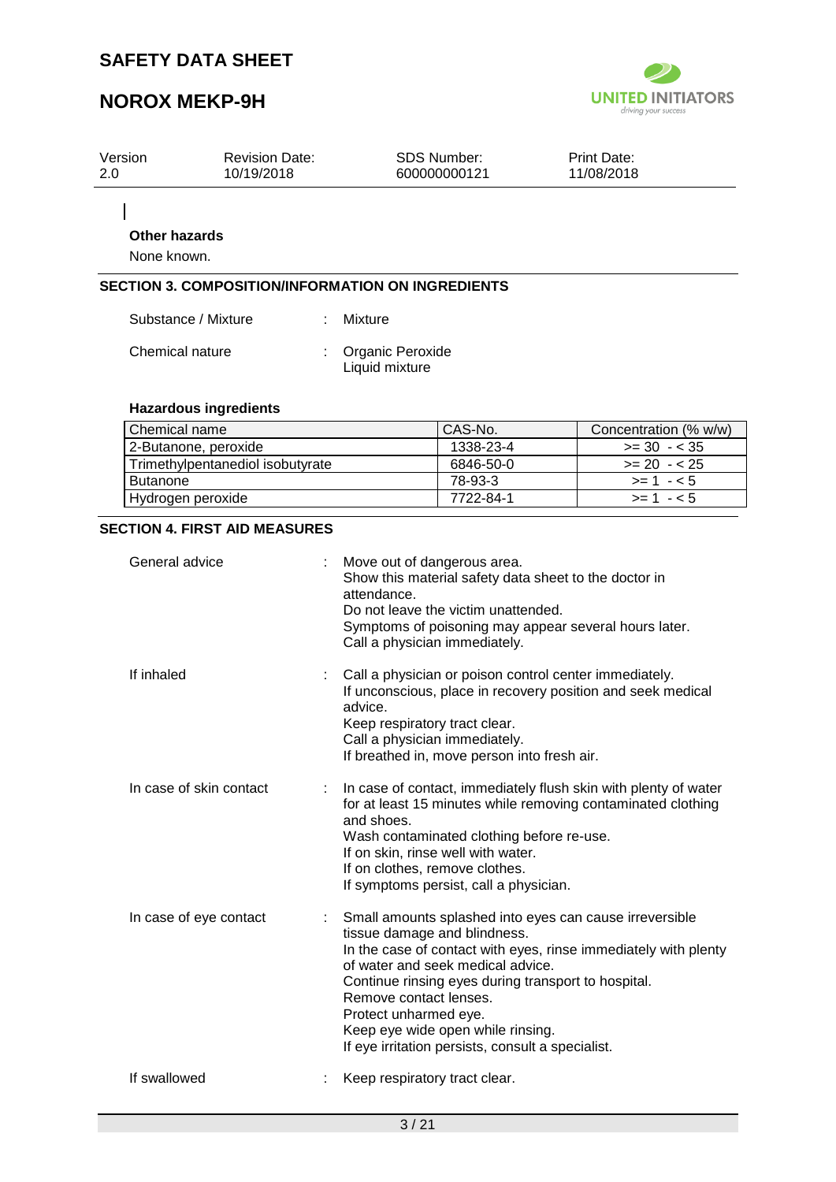**Other hazards**

None known.

## SECTION 3. COMPOSITION/INFORMATION ON INGREDIENTS

Substance / Mixture : Mixture

Chemical nature : Organic Peroxide
Liquid mixture

**Hazardous ingredients**

| Chemical name | CAS-No. | Concentration (% w/w) |
|---|---|---|
| 2-Butanone, peroxide | 1338-23-4 | >= 30 - < 35 |
| Trimethylpentanediol isobutyrate | 6846-50-0 | >= 20 - < 25 |
| Butanone | 78-93-3 | >= 1 - < 5 |
| Hydrogen peroxide | 7722-84-1 | >= 1 - < 5 |

## SECTION 4. FIRST AID MEASURES

General advice : Move out of dangerous area.
Show this material safety data sheet to the doctor in attendance.
Do not leave the victim unattended.
Symptoms of poisoning may appear several hours later.
Call a physician immediately.

If inhaled : Call a physician or poison control center immediately.
If unconscious, place in recovery position and seek medical advice.
Keep respiratory tract clear.
Call a physician immediately.
If breathed in, move person into fresh air.

In case of skin contact : In case of contact, immediately flush skin with plenty of water for at least 15 minutes while removing contaminated clothing and shoes.
Wash contaminated clothing before re-use.
If on skin, rinse well with water.
If on clothes, remove clothes.
If symptoms persist, call a physician.

In case of eye contact : Small amounts splashed into eyes can cause irreversible tissue damage and blindness.
In the case of contact with eyes, rinse immediately with plenty of water and seek medical advice.
Continue rinsing eyes during transport to hospital.
Remove contact lenses.
Protect unharmed eye.
Keep eye wide open while rinsing.
If eye irritation persists, consult a specialist.

If swallowed : Keep respiratory tract clear.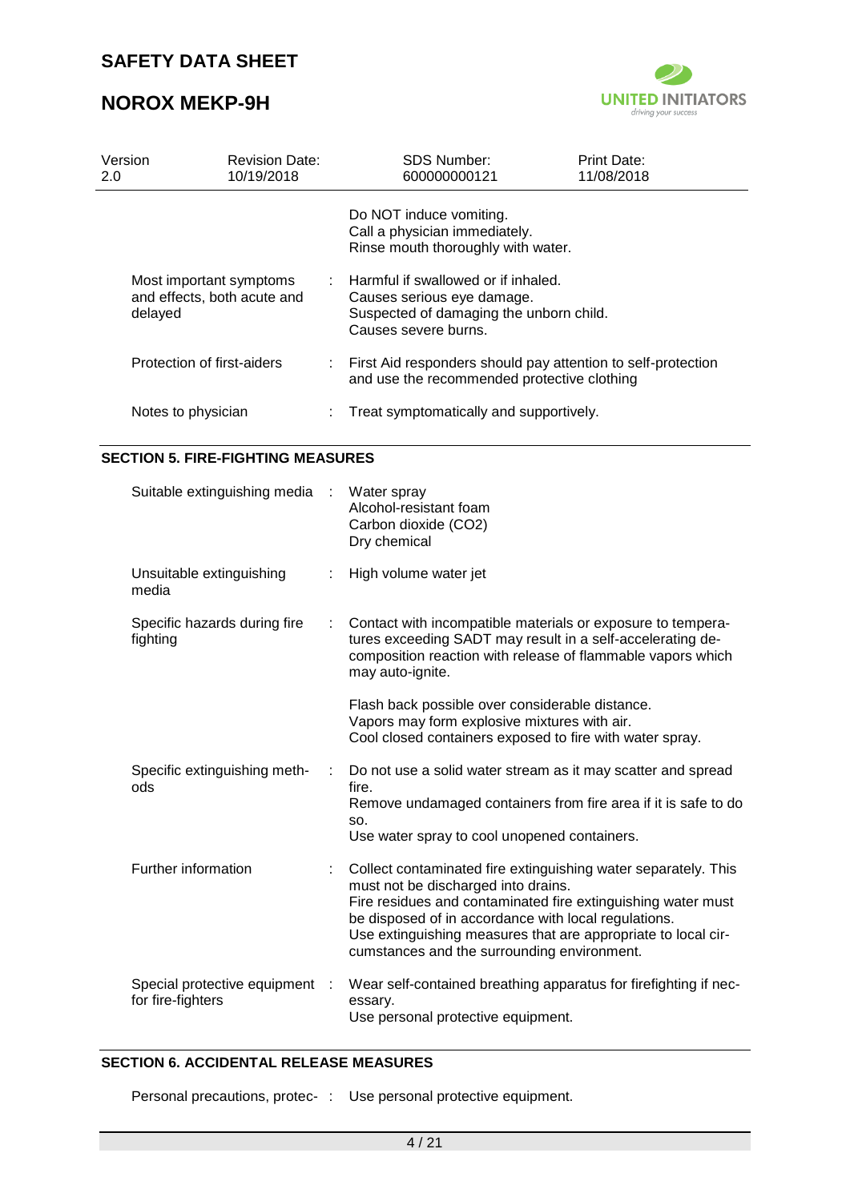| | | |
|---|---|---|
| | | Do NOT induce vomiting.<br>Call a physician immediately.<br>Rinse mouth thoroughly with water. |
| Most important symptoms and effects, both acute and delayed | : | Harmful if swallowed or if inhaled.<br>Causes serious eye damage.<br>Suspected of damaging the unborn child.<br>Causes severe burns. |
| Protection of first-aiders | : | First Aid responders should pay attention to self-protection and use the recommended protective clothing |
| Notes to physician | : | Treat symptomatically and supportively. |

## SECTION 5. FIRE-FIGHTING MEASURES

| | | |
|---|---|---|
| Suitable extinguishing media | : | Water spray<br>Alcohol-resistant foam<br>Carbon dioxide ($CO_2$)<br>Dry chemical |
| Unsuitable extinguishing media | : | High volume water jet |
| Specific hazards during fire fighting | : | Contact with incompatible materials or exposure to temperatures exceeding SADT may result in a self-accelerating decomposition reaction with release of flammable vapors which may auto-ignite.<br><br>Flash back possible over considerable distance.<br>Vapors may form explosive mixtures with air.<br>Cool closed containers exposed to fire with water spray. |
| Specific extinguishing methods | : | Do not use a solid water stream as it may scatter and spread fire.<br>Remove undamaged containers from fire area if it is safe to do so.<br>Use water spray to cool unopened containers. |
| Further information | : | Collect contaminated fire extinguishing water separately. This must not be discharged into drains.<br>Fire residues and contaminated fire extinguishing water must be disposed of in accordance with local regulations.<br>Use extinguishing measures that are appropriate to local circumstances and the surrounding environment. |
| Special protective equipment for fire-fighters | : | Wear self-contained breathing apparatus for firefighting if necessary.<br>Use personal protective equipment. |

## SECTION 6. ACCIDENTAL RELEASE MEASURES

| | | |
|---|---|---|
| Personal precautions, protec- | : | Use personal protective equipment. |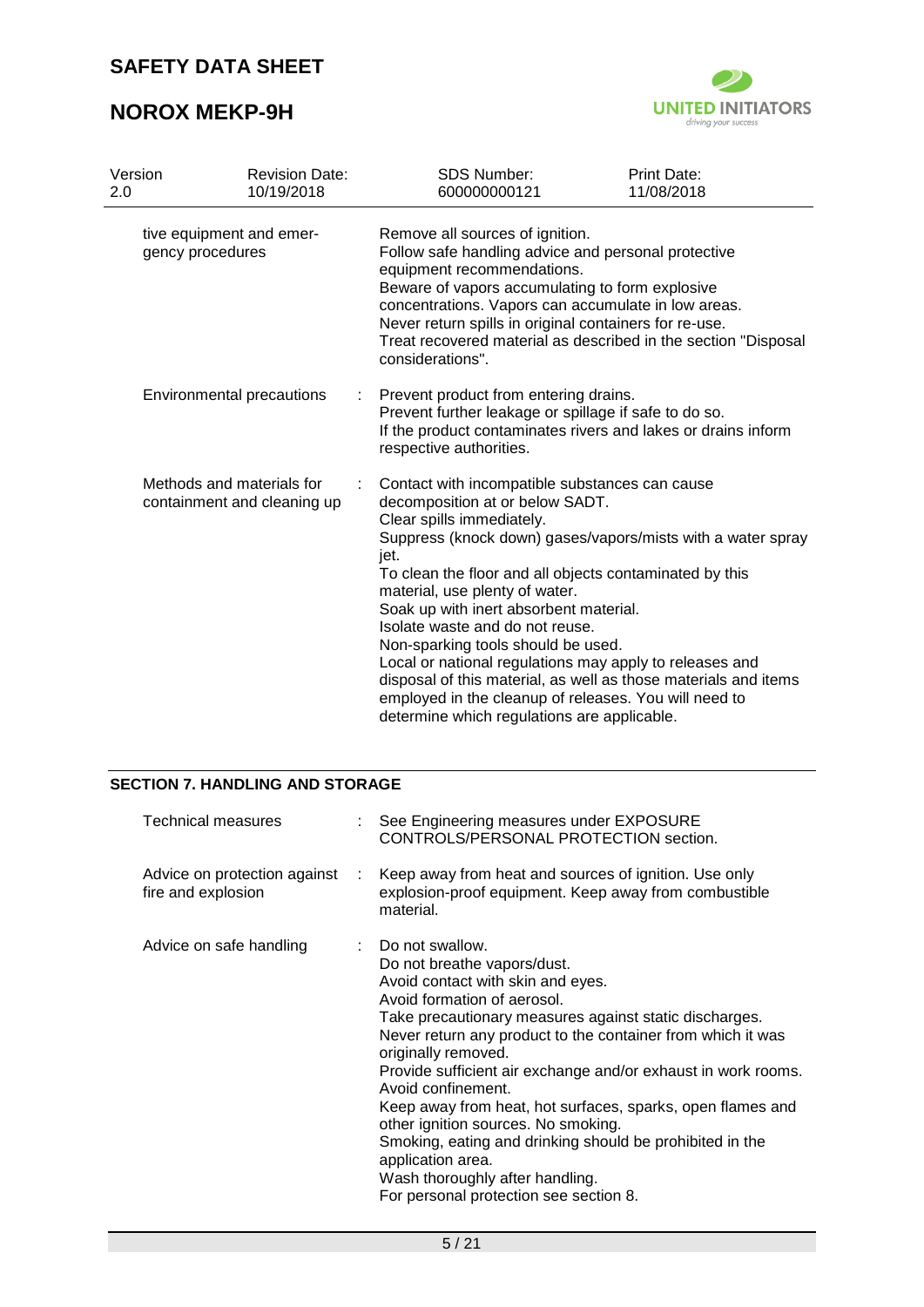| | | |
|---|---|---|
| tive equipment and emergency procedures | | Remove all sources of ignition.<br>Follow safe handling advice and personal protective equipment recommendations.<br>Beware of vapors accumulating to form explosive concentrations. Vapors can accumulate in low areas.<br>Never return spills in original containers for re-use.<br>Treat recovered material as described in the section "Disposal considerations". |
| Environmental precautions | : | Prevent product from entering drains.<br>Prevent further leakage or spillage if safe to do so.<br>If the product contaminates rivers and lakes or drains inform respective authorities. |
| Methods and materials for containment and cleaning up | : | Contact with incompatible substances can cause decomposition at or below SADT.<br>Clear spills immediately.<br>Suppress (knock down) gases/vapors/mists with a water spray jet.<br>To clean the floor and all objects contaminated by this material, use plenty of water.<br>Soak up with inert absorbent material.<br>Isolate waste and do not reuse.<br>Non-sparking tools should be used.<br>Local or national regulations may apply to releases and disposal of this material, as well as those materials and items employed in the cleanup of releases. You will need to determine which regulations are applicable. |

## SECTION 7. HANDLING AND STORAGE

| | | |
|---|---|---|
| Technical measures | : | See Engineering measures under EXPOSURE CONTROLS/PERSONAL PROTECTION section. |
| Advice on protection against fire and explosion | : | Keep away from heat and sources of ignition. Use only explosion-proof equipment. Keep away from combustible material. |
| Advice on safe handling | : | Do not swallow.<br>Do not breathe vapors/dust.<br>Avoid contact with skin and eyes.<br>Avoid formation of aerosol.<br>Take precautionary measures against static discharges.<br>Never return any product to the container from which it was originally removed.<br>Provide sufficient air exchange and/or exhaust in work rooms.<br>Avoid confinement.<br>Keep away from heat, hot surfaces, sparks, open flames and other ignition sources. No smoking.<br>Smoking, eating and drinking should be prohibited in the application area.<br>Wash thoroughly after handling.<br>For personal protection see section 8. |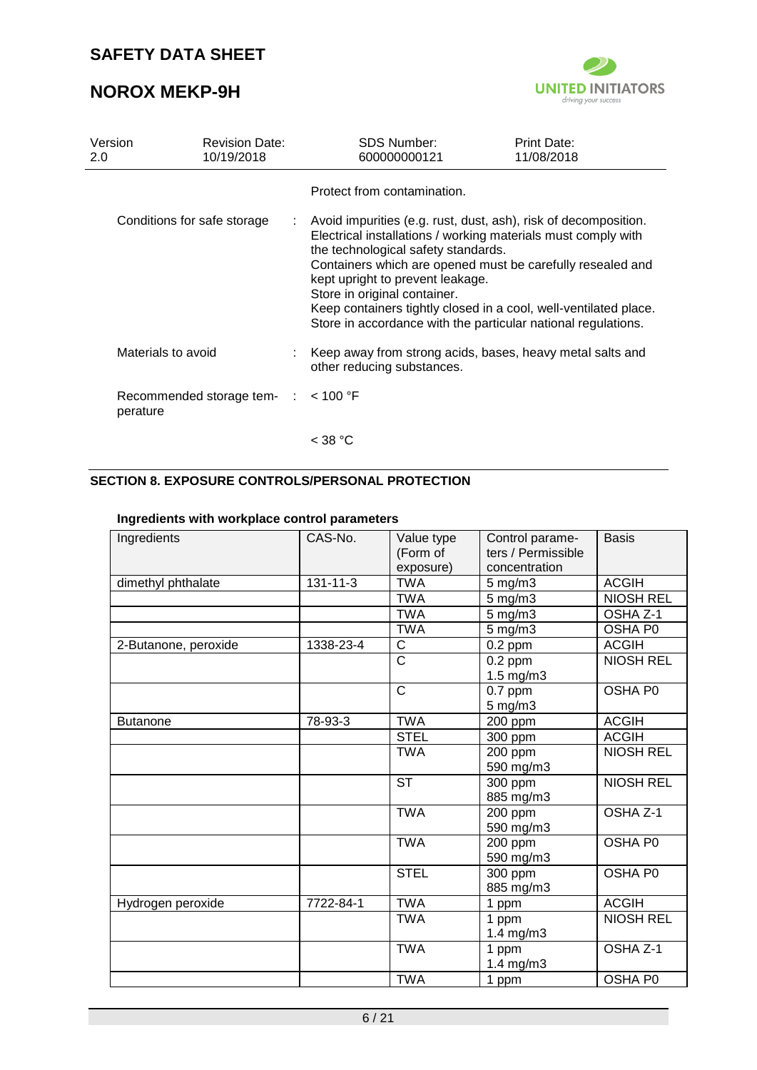Protect from contamination.

Conditions for safe storage : Avoid impurities (e.g. rust, dust, ash), risk of decomposition. Electrical installations / working materials must comply with the technological safety standards. Containers which are opened must be carefully resealed and kept upright to prevent leakage. Store in original container. Keep containers tightly closed in a cool, well-ventilated place. Store in accordance with the particular national regulations.

Materials to avoid : Keep away from strong acids, bases, heavy metal salts and other reducing substances.

Recommended storage temperature : < 100 °F

< 38 °C

## SECTION 8. EXPOSURE CONTROLS/PERSONAL PROTECTION

### Ingredients with workplace control parameters

| Ingredients | CAS-No. | Value type (Form of exposure) | Control parameters / Permissible concentration | Basis |
|---|---|---|---|---|
| dimethyl phthalate | 131-11-3 | TWA | 5 mg/m3 | ACGIH |
| | | TWA | 5 mg/m3 | NIOSH REL |
| | | TWA | 5 mg/m3 | OSHA Z-1 |
| | | TWA | 5 mg/m3 | OSHA P0 |
| 2-Butanone, peroxide | 1338-23-4 | C | 0.2 ppm | ACGIH |
| | | C | 0.2 ppm 1.5 mg/m3 | NIOSH REL |
| | | C | 0.7 ppm 5 mg/m3 | OSHA P0 |
| Butanone | 78-93-3 | TWA | 200 ppm | ACGIH |
| | | STEL | 300 ppm | ACGIH |
| | | TWA | 200 ppm 590 mg/m3 | NIOSH REL |
| | | ST | 300 ppm 885 mg/m3 | NIOSH REL |
| | | TWA | 200 ppm 590 mg/m3 | OSHA Z-1 |
| | | TWA | 200 ppm 590 mg/m3 | OSHA P0 |
| | | STEL | 300 ppm 885 mg/m3 | OSHA P0 |
| Hydrogen peroxide | 7722-84-1 | TWA | 1 ppm | ACGIH |
| | | TWA | 1 ppm 1.4 mg/m3 | NIOSH REL |
| | | TWA | 1 ppm 1.4 mg/m3 | OSHA Z-1 |
| | | TWA | 1 ppm | OSHA P0 |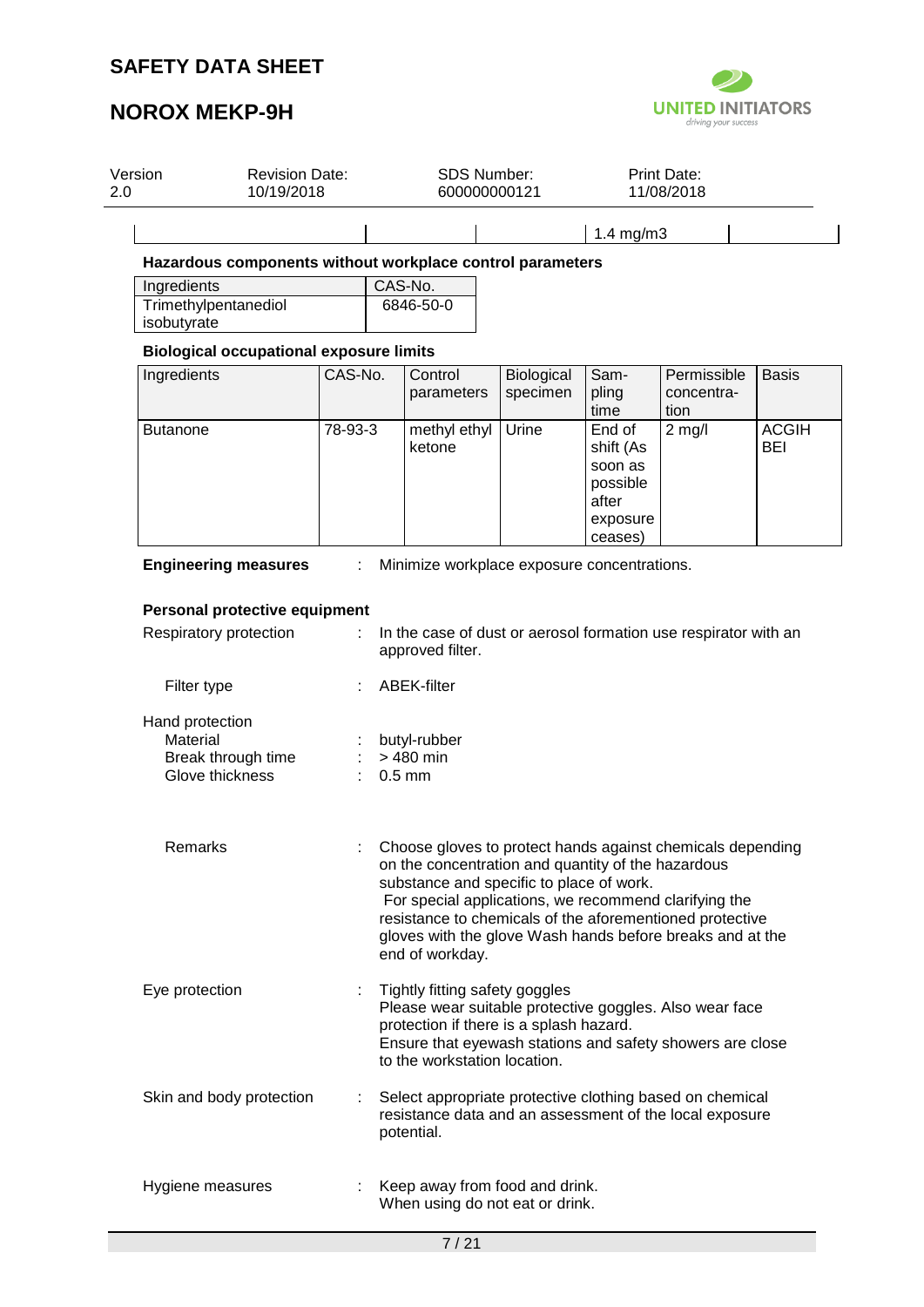| | | | | 1.4 mg/m3 | |
|---|---|---|---|---|---|

**Hazardous components without workplace control parameters**

| Ingredients | CAS-No. |
|---|---|
| Trimethylpentanediol isobutyrate | 6846-50-0 |

**Biological occupational exposure limits**

| Ingredients | CAS-No. | Control parameters | Biological specimen | Sampling time | Permissible concentration | Basis |
|---|---|---|---|---|---|---|
| Butanone | 78-93-3 | methyl ethyl ketone | Urine | End of shift (As soon as possible after exposure ceases) | 2 mg/l | ACGIH BEI |

**Engineering measures** : Minimize workplace exposure concentrations.

**Personal protective equipment**

Respiratory protection : In the case of dust or aerosol formation use respirator with an approved filter.

Filter type : ABEK-filter

Hand protection
- Material : butyl-rubber
- Break through time : > 480 min
- Glove thickness : 0.5 mm

Remarks : Choose gloves to protect hands against chemicals depending on the concentration and quantity of the hazardous substance and specific to place of work.
For special applications, we recommend clarifying the resistance to chemicals of the aforementioned protective gloves with the glove Wash hands before breaks and at the end of workday.

Eye protection : Tightly fitting safety goggles
Please wear suitable protective goggles. Also wear face protection if there is a splash hazard.
Ensure that eyewash stations and safety showers are close to the workstation location.

Skin and body protection : Select appropriate protective clothing based on chemical resistance data and an assessment of the local exposure potential.

Hygiene measures : Keep away from food and drink.
When using do not eat or drink.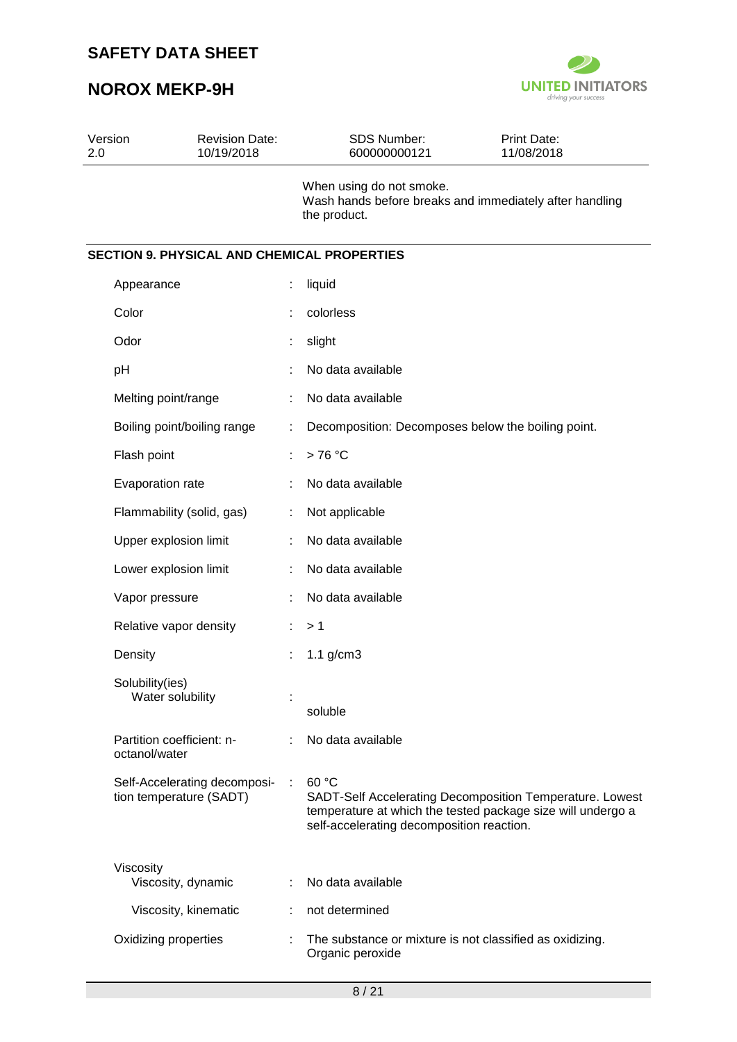When using do not smoke.
Wash hands before breaks and immediately after handling the product.

## SECTION 9. PHYSICAL AND CHEMICAL PROPERTIES

| | | |
|---|---|---|
| Appearance | : | liquid |
| Color | : | colorless |
| Odor | : | slight |
| pH | : | No data available |
| Melting point/range | : | No data available |
| Boiling point/boiling range | : | Decomposition: Decomposes below the boiling point. |
| Flash point | : | > 76 °C |
| Evaporation rate | : | No data available |
| Flammability (solid, gas) | : | Not applicable |
| Upper explosion limit | : | No data available |
| Lower explosion limit | : | No data available |
| Vapor pressure | : | No data available |
| Relative vapor density | : | > 1 |
| Density | : | 1.1 g/cm3 |
| Solubility(ies) | | |
| Water solubility | : | soluble |
| Partition coefficient: n-octanol/water | : | No data available |
| Self-Accelerating decomposition temperature (SADT) | : | 60 °C SADT-Self Accelerating Decomposition Temperature. Lowest temperature at which the tested package size will undergo a self-accelerating decomposition reaction. |
| Viscosity | | |
| Viscosity, dynamic | : | No data available |
| Viscosity, kinematic | : | not determined |
| Oxidizing properties | : | The substance or mixture is not classified as oxidizing. Organic peroxide |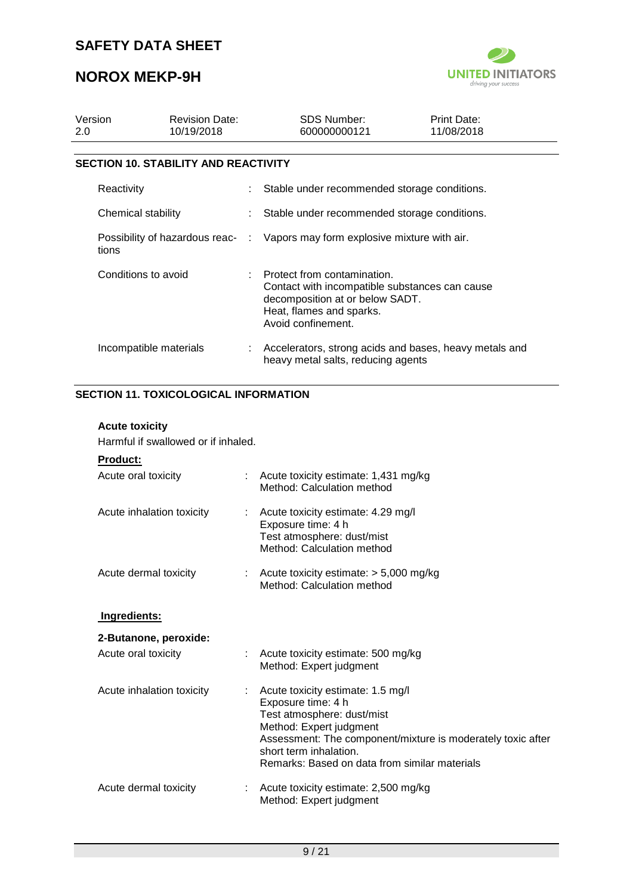| Version | Revision Date: | SDS Number: | Print Date: |
| --- | --- | --- | --- |
| 2.0 | 10/19/2018 | 600000000121 | 11/08/2018 |

## SECTION 10. STABILITY AND REACTIVITY

Reactivity : Stable under recommended storage conditions.

Chemical stability : Stable under recommended storage conditions.

Possibility of hazardous reactions : Vapors may form explosive mixture with air.

Conditions to avoid : Protect from contamination.
Contact with incompatible substances can cause decomposition at or below SADT.
Heat, flames and sparks.
Avoid confinement.

Incompatible materials : Accelerators, strong acids and bases, heavy metals and heavy metal salts, reducing agents

## SECTION 11. TOXICOLOGICAL INFORMATION

**Acute toxicity**

Harmful if swallowed or if inhaled.

**Product:**

Acute oral toxicity : Acute toxicity estimate: 1,431 mg/kg
Method: Calculation method

Acute inhalation toxicity : Acute toxicity estimate: 4.29 mg/l
Exposure time: 4 h
Test atmosphere: dust/mist
Method: Calculation method

Acute dermal toxicity : Acute toxicity estimate: > 5,000 mg/kg
Method: Calculation method

**Ingredients:**

**2-Butanone, peroxide:**

Acute oral toxicity : Acute toxicity estimate: 500 mg/kg
Method: Expert judgment

Acute inhalation toxicity : Acute toxicity estimate: 1.5 mg/l
Exposure time: 4 h
Test atmosphere: dust/mist
Method: Expert judgment
Assessment: The component/mixture is moderately toxic after short term inhalation.
Remarks: Based on data from similar materials

Acute dermal toxicity : Acute toxicity estimate: 2,500 mg/kg
Method: Expert judgment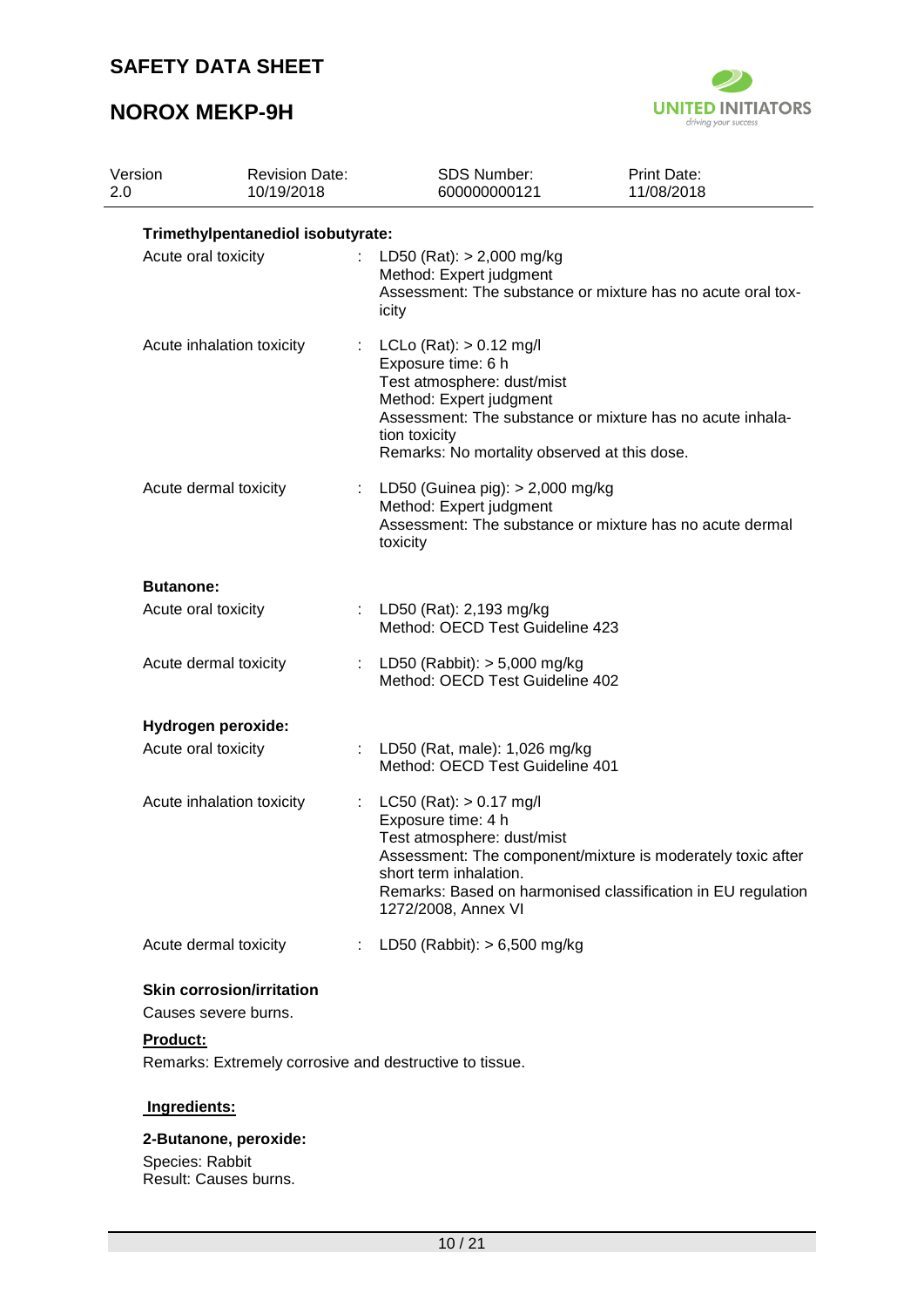**Trimethylpentanediol isobutyrate:**

Acute oral toxicity : LD50 (Rat): > 2,000 mg/kg
Method: Expert judgment
Assessment: The substance or mixture has no acute oral toxicity

Acute inhalation toxicity : LCLo (Rat): > 0.12 mg/l
Exposure time: 6 h
Test atmosphere: dust/mist
Method: Expert judgment
Assessment: The substance or mixture has no acute inhalation toxicity
Remarks: No mortality observed at this dose.

Acute dermal toxicity : LD50 (Guinea pig): > 2,000 mg/kg
Method: Expert judgment
Assessment: The substance or mixture has no acute dermal toxicity

**Butanone:**

Acute oral toxicity : LD50 (Rat): 2,193 mg/kg
Method: OECD Test Guideline 423

Acute dermal toxicity : LD50 (Rabbit): > 5,000 mg/kg
Method: OECD Test Guideline 402

**Hydrogen peroxide:**

Acute oral toxicity : LD50 (Rat, male): 1,026 mg/kg
Method: OECD Test Guideline 401

Acute inhalation toxicity : LC50 (Rat): > 0.17 mg/l
Exposure time: 4 h
Test atmosphere: dust/mist
Assessment: The component/mixture is moderately toxic after short term inhalation.
Remarks: Based on harmonised classification in EU regulation 1272/2008, Annex VI

Acute dermal toxicity : LD50 (Rabbit): > 6,500 mg/kg

**Skin corrosion/irritation**

Causes severe burns.

**Product:**

Remarks: Extremely corrosive and destructive to tissue.

**Ingredients:**

**2-Butanone, peroxide:**

Species: Rabbit
Result: Causes burns.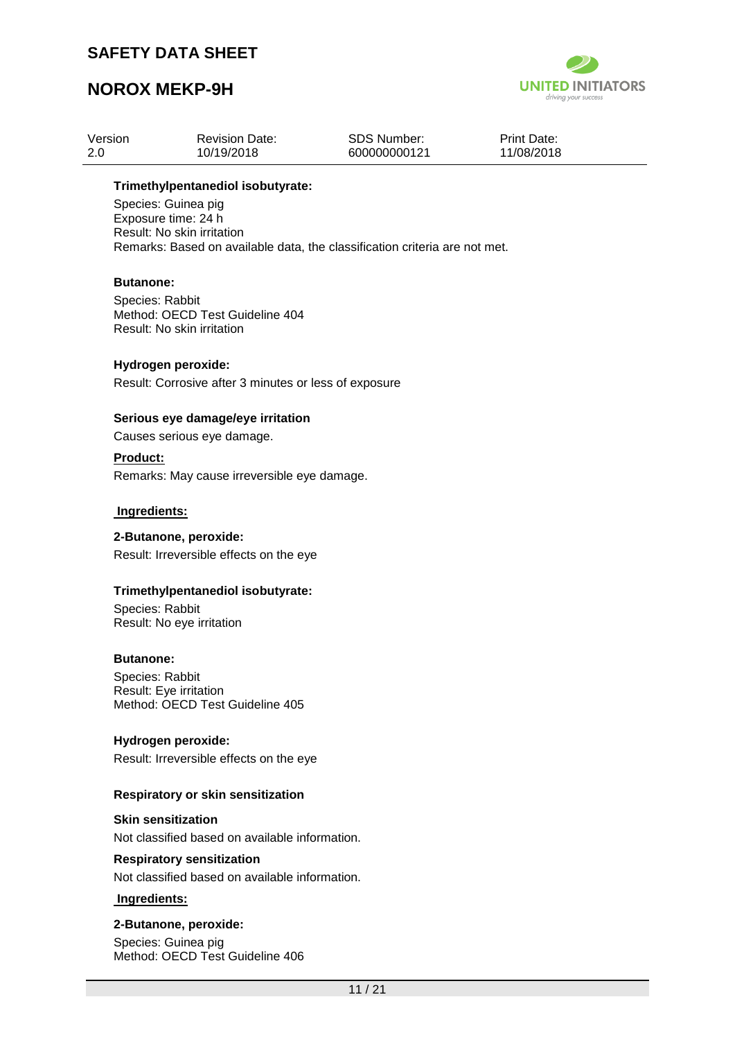**Trimethylpentanediol isobutyrate:**

Species: Guinea pig
Exposure time: 24 h
Result: No skin irritation
Remarks: Based on available data, the classification criteria are not met.

**Butanone:**

Species: Rabbit
Method: OECD Test Guideline 404
Result: No skin irritation

**Hydrogen peroxide:**

Result: Corrosive after 3 minutes or less of exposure

**Serious eye damage/eye irritation**

Causes serious eye damage.

**Product:**

Remarks: May cause irreversible eye damage.

**Ingredients:**

**2-Butanone, peroxide:**

Result: Irreversible effects on the eye

**Trimethylpentanediol isobutyrate:**

Species: Rabbit
Result: No eye irritation

**Butanone:**

Species: Rabbit
Result: Eye irritation
Method: OECD Test Guideline 405

**Hydrogen peroxide:**

Result: Irreversible effects on the eye

**Respiratory or skin sensitization**

**Skin sensitization**

Not classified based on available information.

**Respiratory sensitization**

Not classified based on available information.

**Ingredients:**

**2-Butanone, peroxide:**

Species: Guinea pig
Method: OECD Test Guideline 406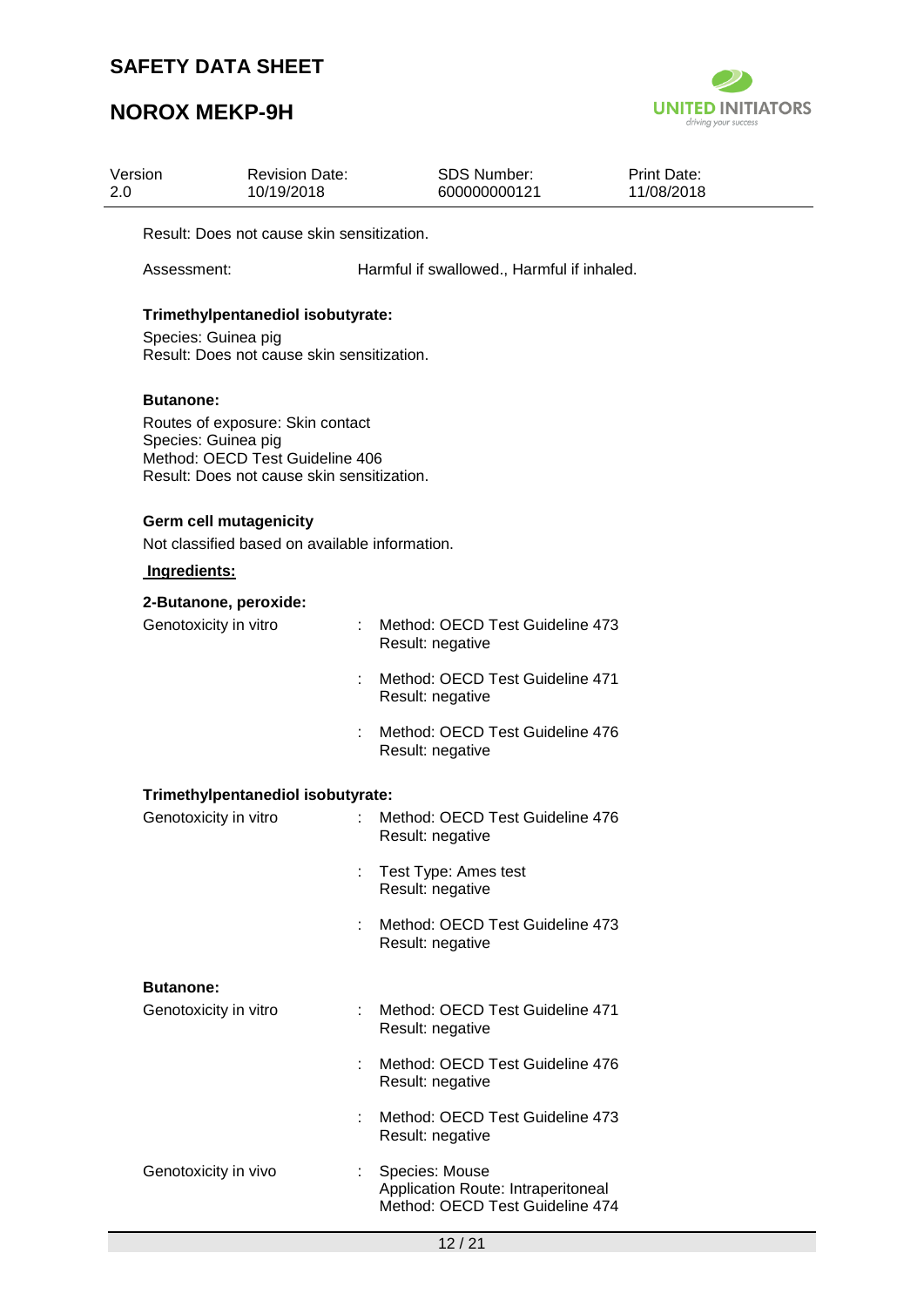Result: Does not cause skin sensitization.

Assessment: Harmful if swallowed., Harmful if inhaled.

**Trimethylpentanediol isobutyrate:**

Species: Guinea pig
Result: Does not cause skin sensitization.

**Butanone:**

Routes of exposure: Skin contact
Species: Guinea pig
Method: OECD Test Guideline 406
Result: Does not cause skin sensitization.

**Germ cell mutagenicity**

Not classified based on available information.

**Ingredients:**

**2-Butanone, peroxide:**

Genotoxicity in vitro : Method: OECD Test Guideline 473
Result: negative

: Method: OECD Test Guideline 471
Result: negative

: Method: OECD Test Guideline 476
Result: negative

**Trimethylpentanediol isobutyrate:**

Genotoxicity in vitro : Method: OECD Test Guideline 476
Result: negative

: Test Type: Ames test
Result: negative

: Method: OECD Test Guideline 473
Result: negative

**Butanone:**

Genotoxicity in vitro : Method: OECD Test Guideline 471
Result: negative

: Method: OECD Test Guideline 476
Result: negative

: Method: OECD Test Guideline 473
Result: negative

Genotoxicity in vivo : Species: Mouse
Application Route: Intraperitoneal
Method: OECD Test Guideline 474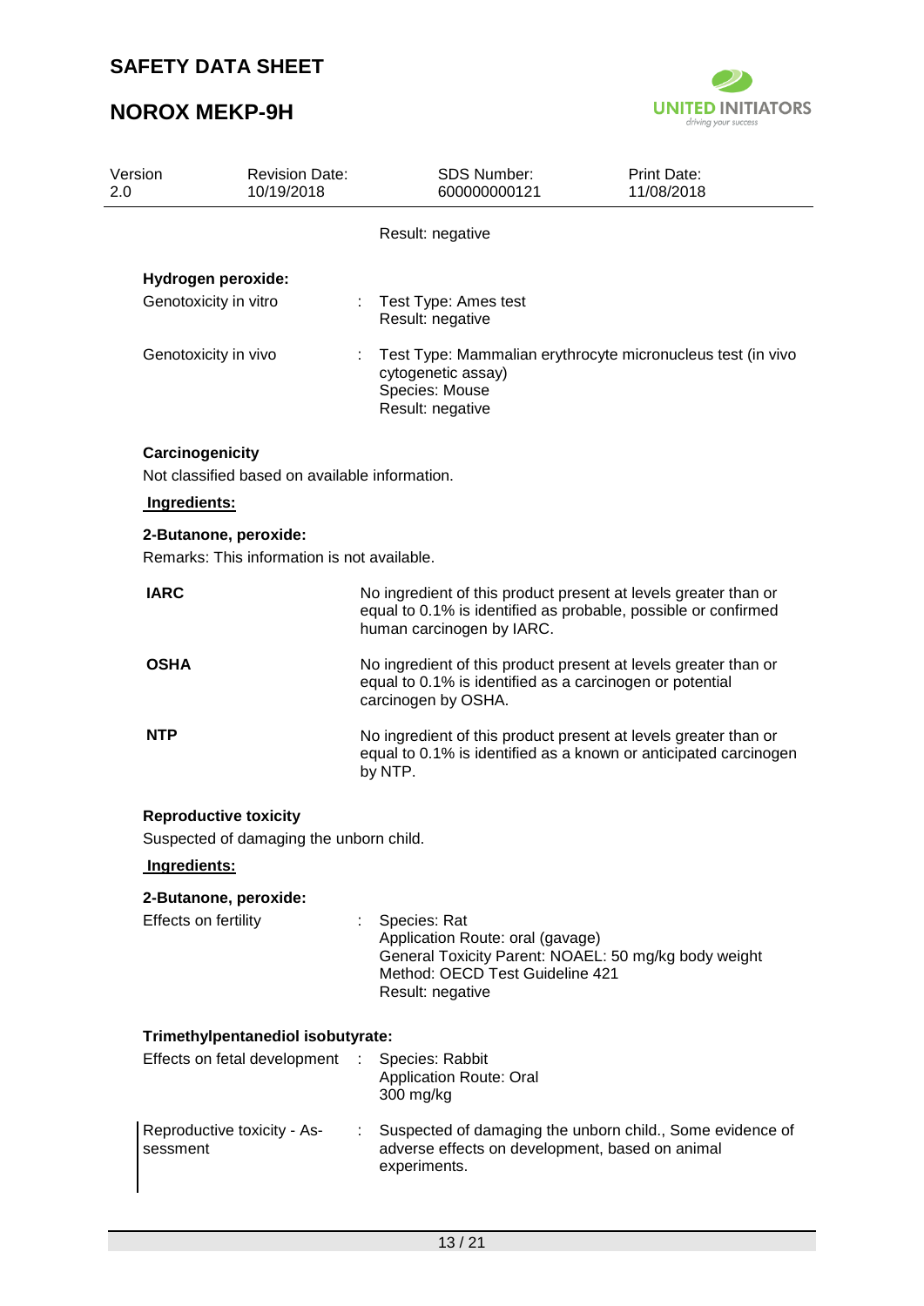Result: negative

**Hydrogen peroxide:**

Genotoxicity in vitro : Test Type: Ames test
Result: negative

Genotoxicity in vivo : Test Type: Mammalian erythrocyte micronucleus test (in vivo cytogenetic assay)
Species: Mouse
Result: negative

**Carcinogenicity**

Not classified based on available information.

**Ingredients:**

**2-Butanone, peroxide:**

Remarks: This information is not available.

| | |
|---|---|
| **IARC** | No ingredient of this product present at levels greater than or equal to 0.1% is identified as probable, possible or confirmed human carcinogen by IARC. |
| **OSHA** | No ingredient of this product present at levels greater than or equal to 0.1% is identified as a carcinogen or potential carcinogen by OSHA. |
| **NTP** | No ingredient of this product present at levels greater than or equal to 0.1% is identified as a known or anticipated carcinogen by NTP. |

**Reproductive toxicity**

Suspected of damaging the unborn child.

**Ingredients:**

**2-Butanone, peroxide:**

Effects on fertility : Species: Rat
Application Route: oral (gavage)
General Toxicity Parent: NOAEL: 50 mg/kg body weight
Method: OECD Test Guideline 421
Result: negative

**Trimethylpentanediol isobutyrate:**

Effects on fetal development : Species: Rabbit
Application Route: Oral
300 mg/kg

Reproductive toxicity - Assessment : Suspected of damaging the unborn child., Some evidence of adverse effects on development, based on animal experiments.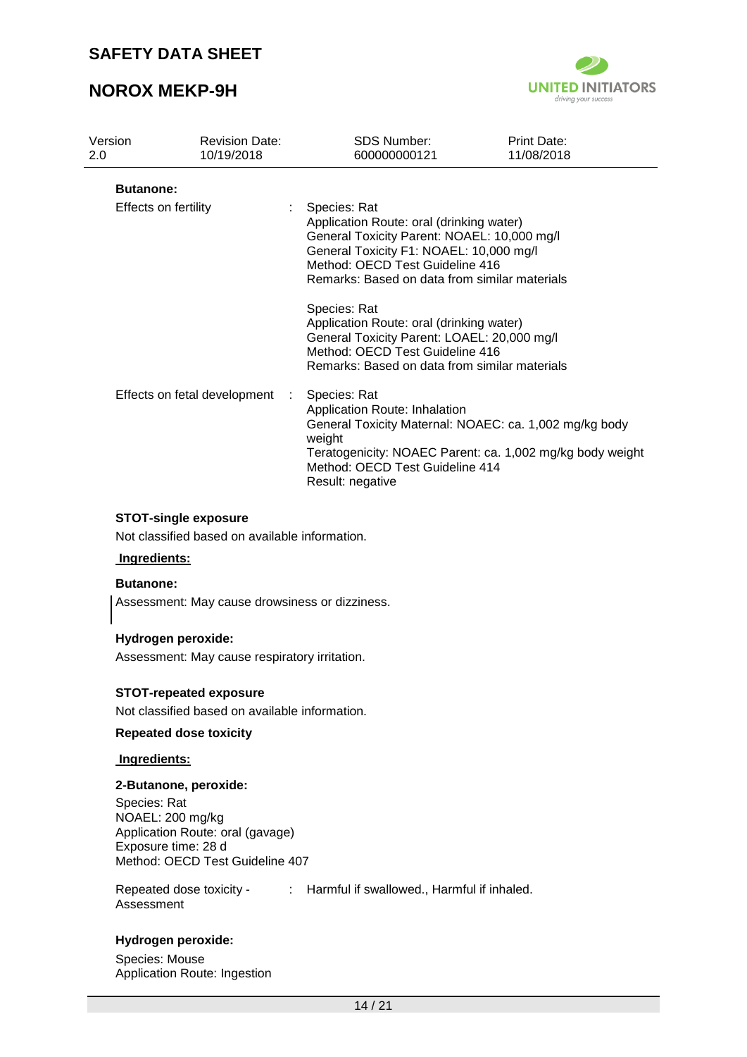**Butanone:**

| | | |
|---|---|---|
| Effects on fertility | : | Species: Rat<br>Application Route: oral (drinking water)<br>General Toxicity Parent: NOAEL: 10,000 mg/l<br>General Toxicity F1: NOAEL: 10,000 mg/l<br>Method: OECD Test Guideline 416<br>Remarks: Based on data from similar materials |
| | | Species: Rat<br>Application Route: oral (drinking water)<br>General Toxicity Parent: LOAEL: 20,000 mg/l<br>Method: OECD Test Guideline 416<br>Remarks: Based on data from similar materials |
| Effects on fetal development | : | Species: Rat<br>Application Route: Inhalation<br>General Toxicity Maternal: NOAEC: ca. 1,002 mg/kg body weight<br>Teratogenicity: NOAEC Parent: ca. 1,002 mg/kg body weight<br>Method: OECD Test Guideline 414<br>Result: negative |

**STOT-single exposure**

Not classified based on available information.

**Ingredients:**

**Butanone:**

Assessment: May cause drowsiness or dizziness.

**Hydrogen peroxide:**

Assessment: May cause respiratory irritation.

**STOT-repeated exposure**

Not classified based on available information.

**Repeated dose toxicity**

**Ingredients:**

**2-Butanone, peroxide:**

Species: Rat
NOAEL: 200 mg/kg
Application Route: oral (gavage)
Exposure time: 28 d
Method: OECD Test Guideline 407

| | | |
|---|---|---|
| Repeated dose toxicity - Assessment | : | Harmful if swallowed., Harmful if inhaled. |

**Hydrogen peroxide:**

Species: Mouse
Application Route: Ingestion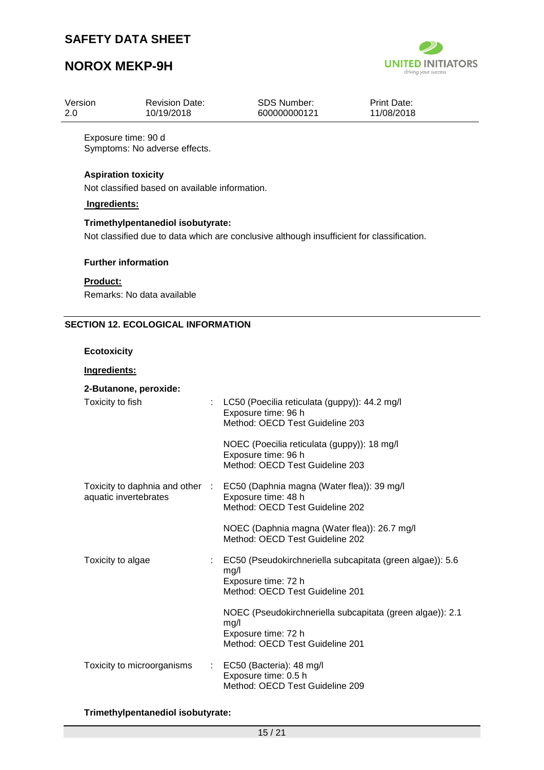Exposure time: 90 d
Symptoms: No adverse effects.

**Aspiration toxicity**

Not classified based on available information.

**Ingredients:**

**Trimethylpentanediol isobutyrate:**

Not classified due to data which are conclusive although insufficient for classification.

**Further information**

**Product:**

Remarks: No data available

## SECTION 12. ECOLOGICAL INFORMATION

**Ecotoxicity**

**Ingredients:**

**2-Butanone, peroxide:**

| | | |
|---|---|---|
| Toxicity to fish | : | LC50 (Poecilia reticulata (guppy)): 44.2 mg/l<br>Exposure time: 96 h<br>Method: OECD Test Guideline 203 |
| | | NOEC (Poecilia reticulata (guppy)): 18 mg/l<br>Exposure time: 96 h<br>Method: OECD Test Guideline 203 |
| Toxicity to daphnia and other aquatic invertebrates | : | EC50 (Daphnia magna (Water flea)): 39 mg/l<br>Exposure time: 48 h<br>Method: OECD Test Guideline 202 |
| | | NOEC (Daphnia magna (Water flea)): 26.7 mg/l<br>Method: OECD Test Guideline 202 |
| Toxicity to algae | : | EC50 (Pseudokirchneriella subcapitata (green algae)): 5.6 mg/l<br>Exposure time: 72 h<br>Method: OECD Test Guideline 201 |
| | | NOEC (Pseudokirchneriella subcapitata (green algae)): 2.1 mg/l<br>Exposure time: 72 h<br>Method: OECD Test Guideline 201 |
| Toxicity to microorganisms | : | EC50 (Bacteria): 48 mg/l<br>Exposure time: 0.5 h<br>Method: OECD Test Guideline 209 |

**Trimethylpentanediol isobutyrate:**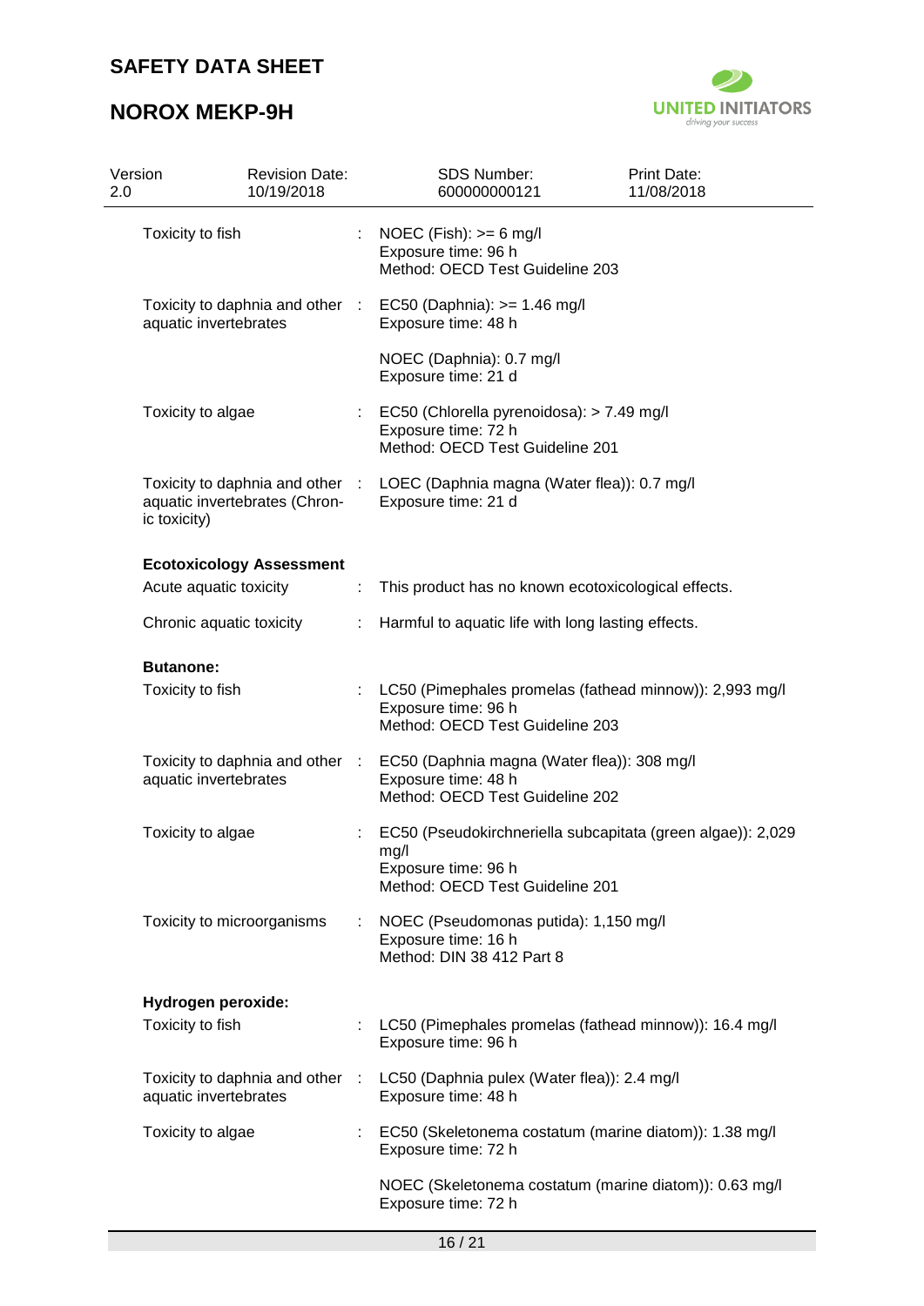Toxicity to fish : NOEC (Fish): >= 6 mg/l
Exposure time: 96 h
Method: OECD Test Guideline 203

Toxicity to daphnia and other aquatic invertebrates : EC50 (Daphnia): >= 1.46 mg/l
Exposure time: 48 h

NOEC (Daphnia): 0.7 mg/l
Exposure time: 21 d

Toxicity to algae : EC50 (Chlorella pyrenoidosa): > 7.49 mg/l
Exposure time: 72 h
Method: OECD Test Guideline 201

Toxicity to daphnia and other aquatic invertebrates (Chronic toxicity) : LOEC (Daphnia magna (Water flea)): 0.7 mg/l
Exposure time: 21 d

**Ecotoxicology Assessment**

Acute aquatic toxicity : This product has no known ecotoxicological effects.

Chronic aquatic toxicity : Harmful to aquatic life with long lasting effects.

**Butanone:**

Toxicity to fish : LC50 (Pimephales promelas (fathead minnow)): 2,993 mg/l
Exposure time: 96 h
Method: OECD Test Guideline 203

Toxicity to daphnia and other aquatic invertebrates : EC50 (Daphnia magna (Water flea)): 308 mg/l
Exposure time: 48 h
Method: OECD Test Guideline 202

Toxicity to algae : EC50 (Pseudokirchneriella subcapitata (green algae)): 2,029 mg/l
Exposure time: 96 h
Method: OECD Test Guideline 201

Toxicity to microorganisms : NOEC (Pseudomonas putida): 1,150 mg/l
Exposure time: 16 h
Method: DIN 38 412 Part 8

**Hydrogen peroxide:**

Toxicity to fish : LC50 (Pimephales promelas (fathead minnow)): 16.4 mg/l
Exposure time: 96 h

Toxicity to daphnia and other aquatic invertebrates : LC50 (Daphnia pulex (Water flea)): 2.4 mg/l
Exposure time: 48 h

Toxicity to algae : EC50 (Skeletonema costatum (marine diatom)): 1.38 mg/l
Exposure time: 72 h

NOEC (Skeletonema costatum (marine diatom)): 0.63 mg/l
Exposure time: 72 h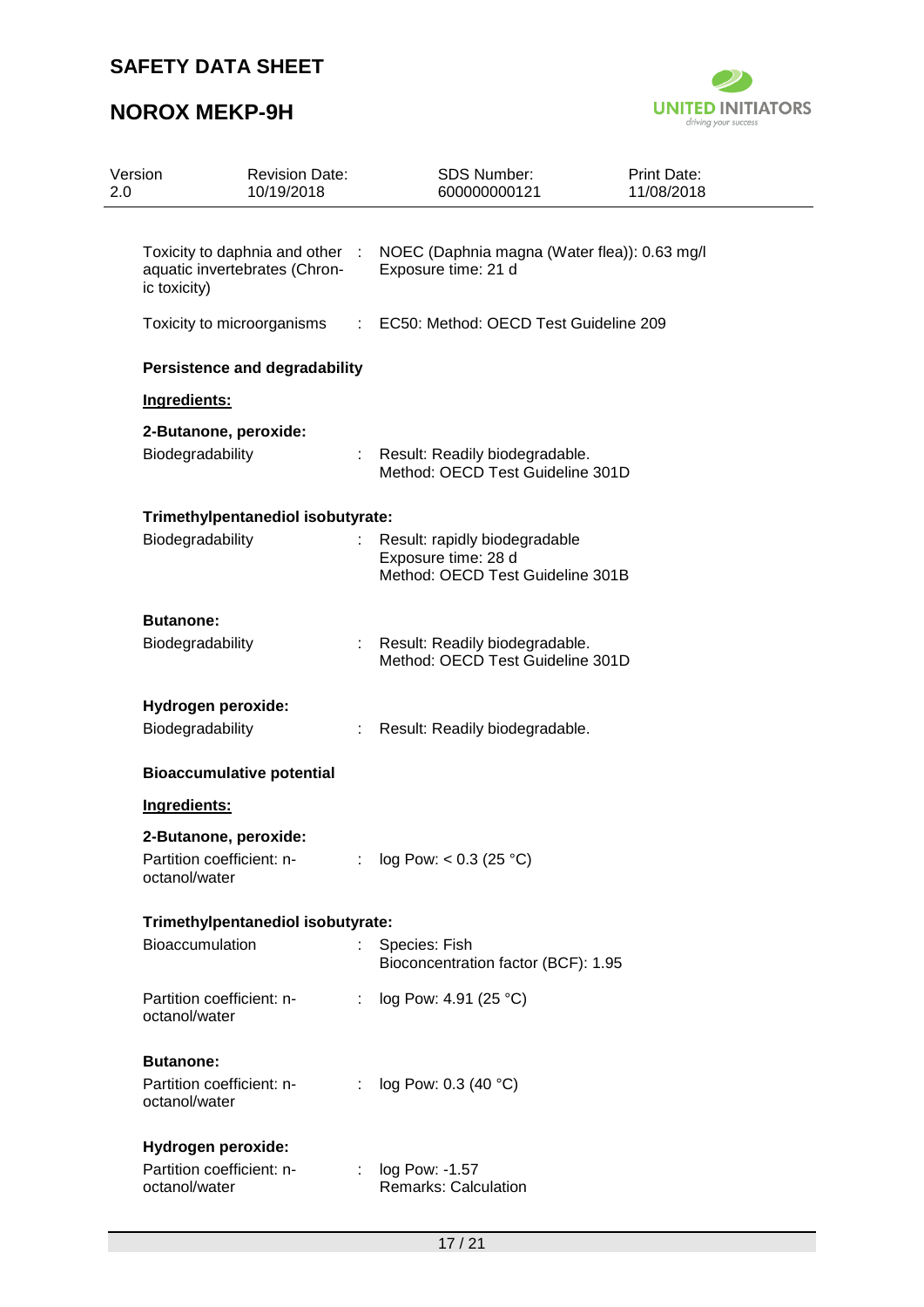| | | |
|---|---|---|
| Toxicity to daphnia and other aquatic invertebrates (Chronic toxicity) | : | NOEC (Daphnia magna (Water flea)): 0.63 mg/l<br>Exposure time: 21 d |
| Toxicity to microorganisms | : | EC50: Method: OECD Test Guideline 209 |

**Persistence and degradability**

**Ingredients:**

**2-Butanone, peroxide:**

| | | |
|---|---|---|
| Biodegradability | : | Result: Readily biodegradable.<br>Method: OECD Test Guideline 301D |

**Trimethylpentanediol isobutyrate:**

| | | |
|---|---|---|
| Biodegradability | : | Result: rapidly biodegradable<br>Exposure time: 28 d<br>Method: OECD Test Guideline 301B |

**Butanone:**

| | | |
|---|---|---|
| Biodegradability | : | Result: Readily biodegradable.<br>Method: OECD Test Guideline 301D |

**Hydrogen peroxide:**

| | | |
|---|---|---|
| Biodegradability | : | Result: Readily biodegradable. |

**Bioaccumulative potential**

**Ingredients:**

**2-Butanone, peroxide:**

| | | |
|---|---|---|
| Partition coefficient: n-octanol/water | : | log Pow: < 0.3 (25 °C) |

**Trimethylpentanediol isobutyrate:**

| | | |
|---|---|---|
| Bioaccumulation | : | Species: Fish<br>Bioconcentration factor (BCF): 1.95 |
| Partition coefficient: n-octanol/water | : | log Pow: 4.91 (25 °C) |

**Butanone:**

| | | |
|---|---|---|
| Partition coefficient: n-octanol/water | : | log Pow: 0.3 (40 °C) |

**Hydrogen peroxide:**

| | | |
|---|---|---|
| Partition coefficient: n-octanol/water | : | log Pow: -1.57<br>Remarks: Calculation |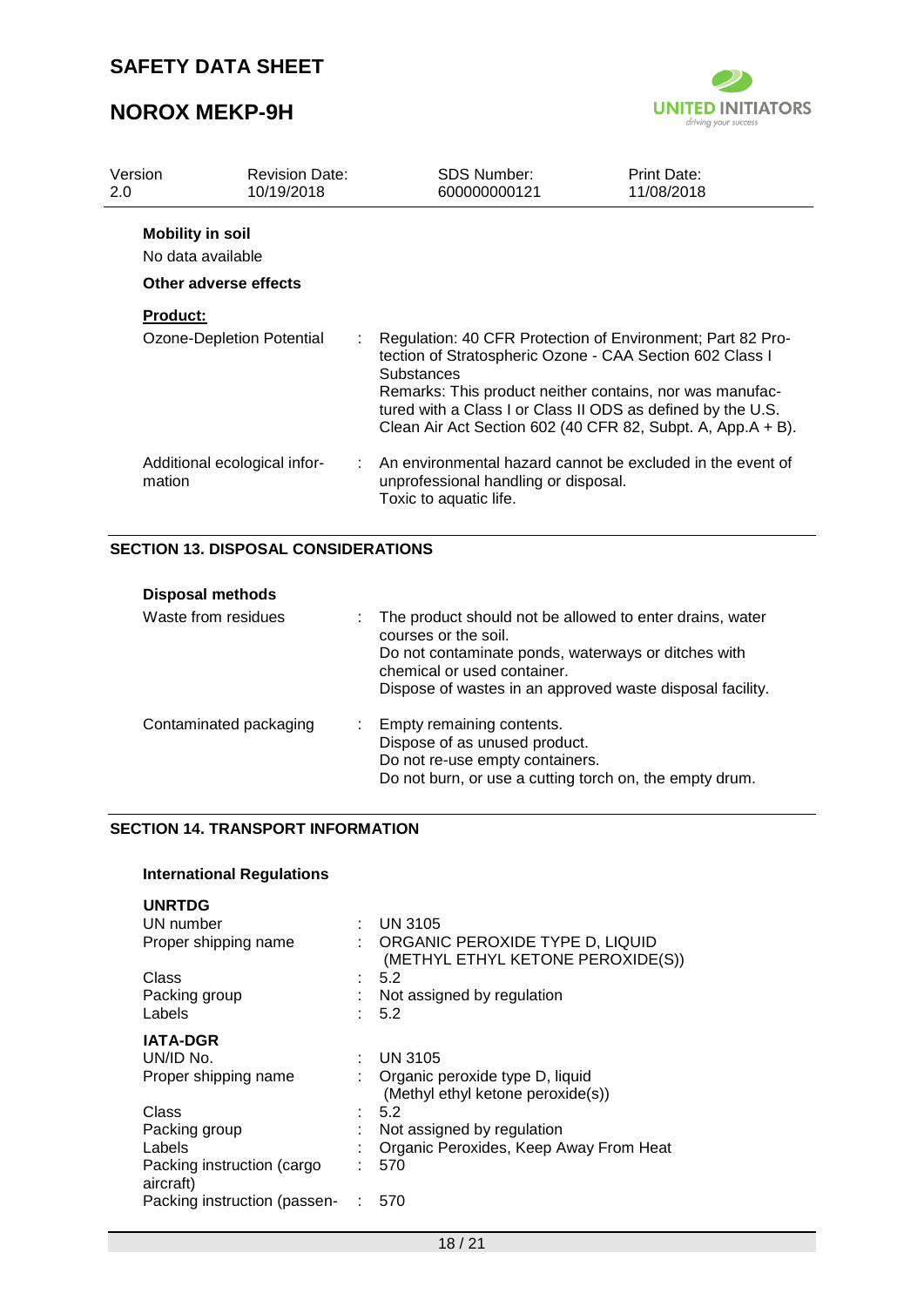**Mobility in soil**

No data available

**Other adverse effects**

**Product:**

| | |
|---|---|
| Ozone-Depletion Potential | : Regulation: 40 CFR Protection of Environment; Part 82 Protection of Stratospheric Ozone - CAA Section 602 Class I Substances<br>Remarks: This product neither contains, nor was manufactured with a Class I or Class II ODS as defined by the U.S. Clean Air Act Section 602 (40 CFR 82, Subpt. A, App.A + B). |
| Additional ecological information | : An environmental hazard cannot be excluded in the event of unprofessional handling or disposal.<br>Toxic to aquatic life. |

## SECTION 13. DISPOSAL CONSIDERATIONS

**Disposal methods**

| | |
|---|---|
| Waste from residues | : The product should not be allowed to enter drains, water courses or the soil.<br>Do not contaminate ponds, waterways or ditches with chemical or used container.<br>Dispose of wastes in an approved waste disposal facility. |
| Contaminated packaging | : Empty remaining contents.<br>Dispose of as unused product.<br>Do not re-use empty containers.<br>Do not burn, or use a cutting torch on, the empty drum. |

## SECTION 14. TRANSPORT INFORMATION

**International Regulations**

**UNRTDG**

| | |
|---|---|
| UN number | : UN 3105 |
| Proper shipping name | : ORGANIC PEROXIDE TYPE D, LIQUID (METHYL ETHYL KETONE PEROXIDE(S)) |
| Class | : 5.2 |
| Packing group | : Not assigned by regulation |
| Labels | : 5.2 |

**IATA-DGR**

| | |
|---|---|
| UN/ID No. | : UN 3105 |
| Proper shipping name | : Organic peroxide type D, liquid (Methyl ethyl ketone peroxide(s)) |
| Class | : 5.2 |
| Packing group | : Not assigned by regulation |
| Labels | : Organic Peroxides, Keep Away From Heat |
| Packing instruction (cargo aircraft) | : 570 |
| Packing instruction (passen- | : 570 |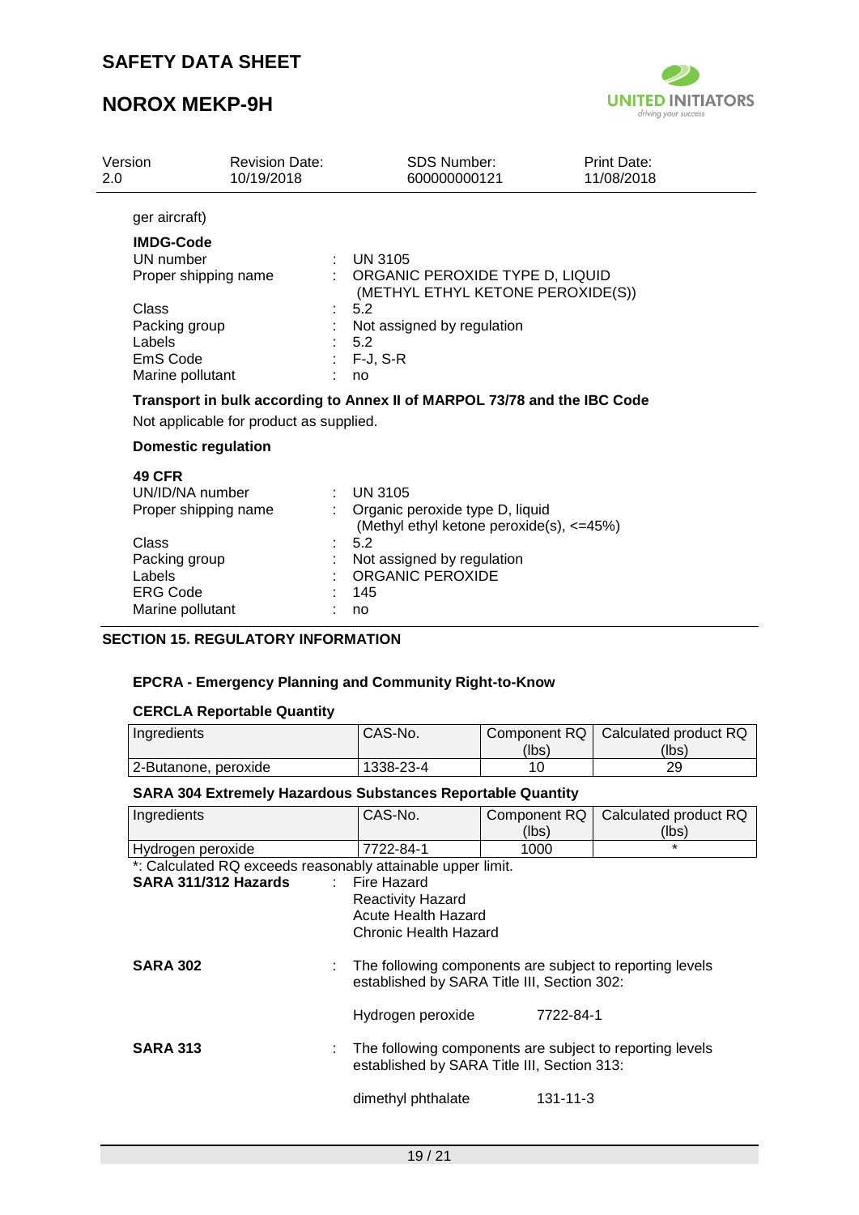ger aircraft)

**IMDG-Code**

UN number : UN 3105
Proper shipping name : ORGANIC PEROXIDE TYPE D, LIQUID (METHYL ETHYL KETONE PEROXIDE(S))
Class : 5.2
Packing group : Not assigned by regulation
Labels : 5.2
EmS Code : F-J, S-R
Marine pollutant : no

**Transport in bulk according to Annex II of MARPOL 73/78 and the IBC Code**

Not applicable for product as supplied.

**Domestic regulation**

**49 CFR**

UN/ID/NA number : UN 3105
Proper shipping name : Organic peroxide type D, liquid (Methyl ethyl ketone peroxide(s), <=45%)
Class : 5.2
Packing group : Not assigned by regulation
Labels : ORGANIC PEROXIDE
ERG Code : 145
Marine pollutant : no

## SECTION 15. REGULATORY INFORMATION

**EPCRA - Emergency Planning and Community Right-to-Know**

**CERCLA Reportable Quantity**

| Ingredients | CAS-No. | Component RQ (lbs) | Calculated product RQ (lbs) |
|---|---|---|---|
| 2-Butanone, peroxide | 1338-23-4 | 10 | 29 |

**SARA 304 Extremely Hazardous Substances Reportable Quantity**

| Ingredients | CAS-No. | Component RQ (lbs) | Calculated product RQ (lbs) |
|---|---|---|---|
| Hydrogen peroxide | 7722-84-1 | 1000 | * |

*: Calculated RQ exceeds reasonably attainable upper limit.

**SARA 311/312 Hazards** : Fire Hazard
Reactivity Hazard
Acute Health Hazard
Chronic Health Hazard

**SARA 302** : The following components are subject to reporting levels established by SARA Title III, Section 302:

Hydrogen peroxide 7722-84-1

**SARA 313** : The following components are subject to reporting levels established by SARA Title III, Section 313:

dimethyl phthalate 131-11-3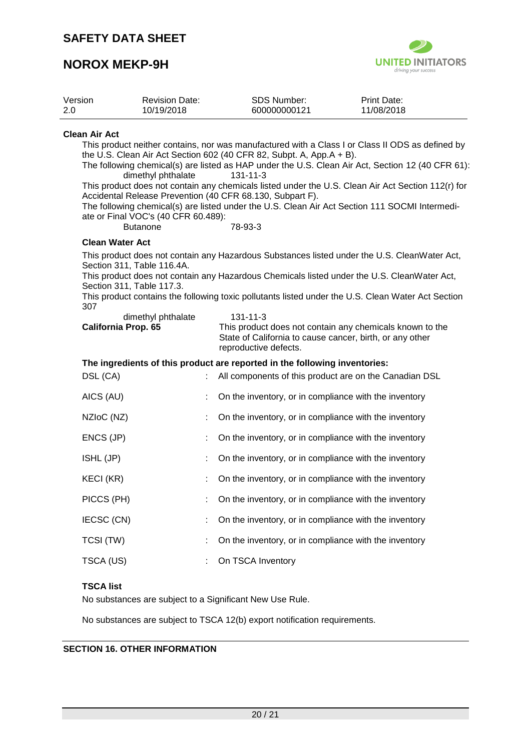**Clean Air Act**

This product neither contains, nor was manufactured with a Class I or Class II ODS as defined by the U.S. Clean Air Act Section 602 (40 CFR 82, Subpt. A, App.A + B).

The following chemical(s) are listed as HAP under the U.S. Clean Air Act, Section 12 (40 CFR 61):

| | |
|---|---|
| dimethyl phthalate | 131-11-3 |

This product does not contain any chemicals listed under the U.S. Clean Air Act Section 112(r) for Accidental Release Prevention (40 CFR 68.130, Subpart F).

The following chemical(s) are listed under the U.S. Clean Air Act Section 111 SOCMI Intermediate or Final VOC's (40 CFR 60.489):

| | |
|---|---|
| Butanone | 78-93-3 |

**Clean Water Act**

This product does not contain any Hazardous Substances listed under the U.S. CleanWater Act, Section 311, Table 116.4A.

This product does not contain any Hazardous Chemicals listed under the U.S. CleanWater Act, Section 311, Table 117.3.

This product contains the following toxic pollutants listed under the U.S. Clean Water Act Section 307

| | |
|---|---|
| dimethyl phthalate | 131-11-3 |

**California Prop. 65** This product does not contain any chemicals known to the State of California to cause cancer, birth, or any other reproductive defects.

**The ingredients of this product are reported in the following inventories:**

| | |
|---|---|
| DSL (CA) | : All components of this product are on the Canadian DSL |
| AICS (AU) | : On the inventory, or in compliance with the inventory |
| NZIoC (NZ) | : On the inventory, or in compliance with the inventory |
| ENCS (JP) | : On the inventory, or in compliance with the inventory |
| ISHL (JP) | : On the inventory, or in compliance with the inventory |
| KECI (KR) | : On the inventory, or in compliance with the inventory |
| PICCS (PH) | : On the inventory, or in compliance with the inventory |
| IECSC (CN) | : On the inventory, or in compliance with the inventory |
| TCSI (TW) | : On the inventory, or in compliance with the inventory |
| TSCA (US) | : On TSCA Inventory |

**TSCA list**

No substances are subject to a Significant New Use Rule.

No substances are subject to TSCA 12(b) export notification requirements.

## SECTION 16. OTHER INFORMATION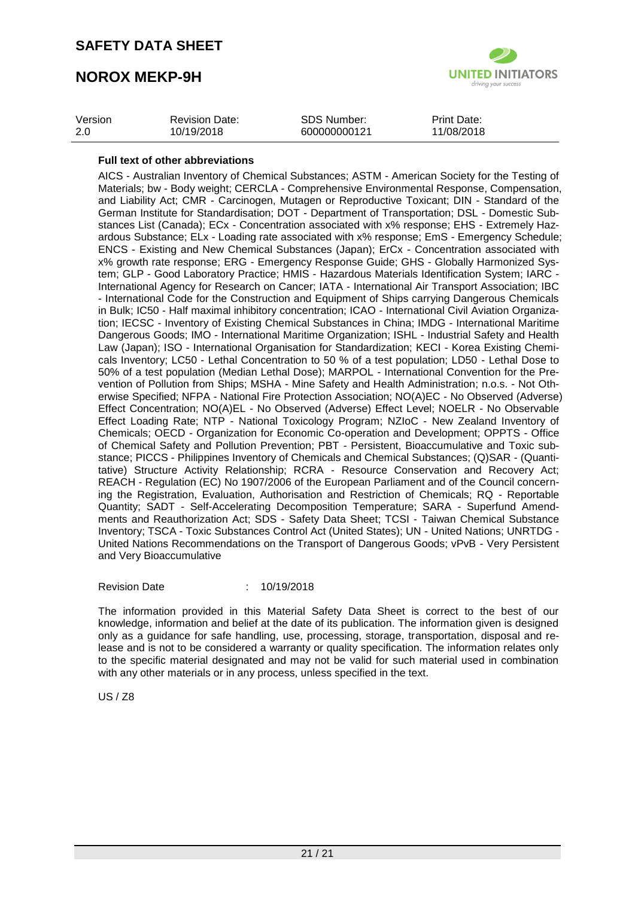**Full text of other abbreviations**

AICS - Australian Inventory of Chemical Substances; ASTM - American Society for the Testing of Materials; bw - Body weight; CERCLA - Comprehensive Environmental Response, Compensation, and Liability Act; CMR - Carcinogen, Mutagen or Reproductive Toxicant; DIN - Standard of the German Institute for Standardisation; DOT - Department of Transportation; DSL - Domestic Substances List (Canada); ECx - Concentration associated with x% response; EHS - Extremely Hazardous Substance; ELx - Loading rate associated with x% response; EmS - Emergency Schedule; ENCS - Existing and New Chemical Substances (Japan); ErCx - Concentration associated with x% growth rate response; ERG - Emergency Response Guide; GHS - Globally Harmonized System; GLP - Good Laboratory Practice; HMIS - Hazardous Materials Identification System; IARC - International Agency for Research on Cancer; IATA - International Air Transport Association; IBC - International Code for the Construction and Equipment of Ships carrying Dangerous Chemicals in Bulk; IC50 - Half maximal inhibitory concentration; ICAO - International Civil Aviation Organization; IECSC - Inventory of Existing Chemical Substances in China; IMDG - International Maritime Dangerous Goods; IMO - International Maritime Organization; ISHL - Industrial Safety and Health Law (Japan); ISO - International Organisation for Standardization; KECI - Korea Existing Chemicals Inventory; LC50 - Lethal Concentration to 50 % of a test population; LD50 - Lethal Dose to 50% of a test population (Median Lethal Dose); MARPOL - International Convention for the Prevention of Pollution from Ships; MSHA - Mine Safety and Health Administration; n.o.s. - Not Otherwise Specified; NFPA - National Fire Protection Association; NO(A)EC - No Observed (Adverse) Effect Concentration; NO(A)EL - No Observed (Adverse) Effect Level; NOELR - No Observable Effect Loading Rate; NTP - National Toxicology Program; NZIoC - New Zealand Inventory of Chemicals; OECD - Organization for Economic Co-operation and Development; OPPTS - Office of Chemical Safety and Pollution Prevention; PBT - Persistent, Bioaccumulative and Toxic substance; PICCS - Philippines Inventory of Chemicals and Chemical Substances; (Q)SAR - (Quantitative) Structure Activity Relationship; RCRA - Resource Conservation and Recovery Act; REACH - Regulation (EC) No 1907/2006 of the European Parliament and of the Council concerning the Registration, Evaluation, Authorisation and Restriction of Chemicals; RQ - Reportable Quantity; SADT - Self-Accelerating Decomposition Temperature; SARA - Superfund Amendments and Reauthorization Act; SDS - Safety Data Sheet; TCSI - Taiwan Chemical Substance Inventory; TSCA - Toxic Substances Control Act (United States); UN - United Nations; UNRTDG - United Nations Recommendations on the Transport of Dangerous Goods; vPvB - Very Persistent and Very Bioaccumulative

Revision Date : 10/19/2018

The information provided in this Material Safety Data Sheet is correct to the best of our knowledge, information and belief at the date of its publication. The information given is designed only as a guidance for safe handling, use, processing, storage, transportation, disposal and release and is not to be considered a warranty or quality specification. The information relates only to the specific material designated and may not be valid for such material used in combination with any other materials or in any process, unless specified in the text.

US / Z8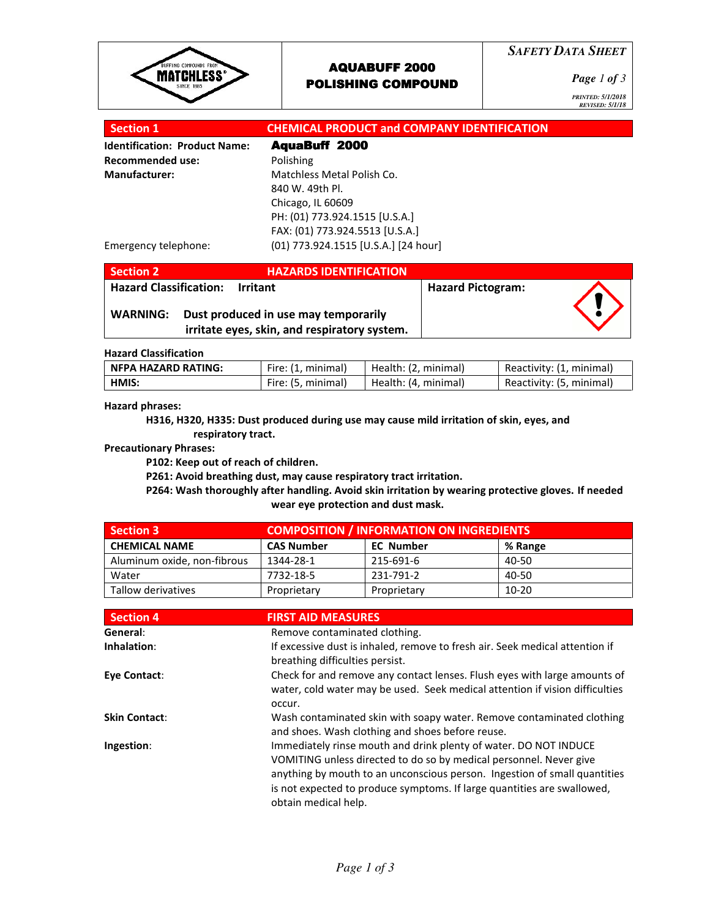**MATCHLESS** — BUFFING COMPOUNDS FROM MATCHLESS® SINCE 1885

# AQUABUFF 2000 POLISHING COMPOUND

*SAFETY DATA SHEET*

*PRINTED: 5/1/2018*
*REVISED: 5/1/18*

## Section 1 — CHEMICAL PRODUCT and COMPANY IDENTIFICATION

**Identification: Product Name:** **AquaBuff 2000**

**Recommended use:** Polishing

**Manufacturer:** Matchless Metal Polish Co.
840 W. 49th Pl.
Chicago, IL 60609
PH: (01) 773.924.1515 [U.S.A.]
FAX: (01) 773.924.5513 [U.S.A.]

Emergency telephone: (01) 773.924.1515 [U.S.A.] [24 hour]

## Section 2 — HAZARDS IDENTIFICATION

**Hazard Classification: Irritant**

**WARNING: Dust produced in use may temporarily irritate eyes, skin, and respiratory system.**

**Hazard Pictogram:**

**Hazard Classification**

| NFPA HAZARD RATING: | Fire: (1, minimal) | Health: (2, minimal) | Reactivity: (1, minimal) |
|---|---|---|---|
| HMIS: | Fire: (5, minimal) | Health: (4, minimal) | Reactivity: (5, minimal) |

**Hazard phrases:**

**H316, H320, H335: Dust produced during use may cause mild irritation of skin, eyes, and respiratory tract.**

**Precautionary Phrases:**

**P102: Keep out of reach of children.**

**P261: Avoid breathing dust, may cause respiratory tract irritation.**

**P264: Wash thoroughly after handling. Avoid skin irritation by wearing protective gloves. If needed wear eye protection and dust mask.**

## Section 3 — COMPOSITION / INFORMATION ON INGREDIENTS

| CHEMICAL NAME | CAS Number | EC Number | % Range |
|---|---|---|---|
| Aluminum oxide, non-fibrous | 1344-28-1 | 215-691-6 | 40-50 |
| Water | 7732-18-5 | 231-791-2 | 40-50 |
| Tallow derivatives | Proprietary | Proprietary | 10-20 |

## Section 4 — FIRST AID MEASURES

**General**: Remove contaminated clothing.

**Inhalation**: If excessive dust is inhaled, remove to fresh air. Seek medical attention if breathing difficulties persist.

**Eye Contact**: Check for and remove any contact lenses. Flush eyes with large amounts of water, cold water may be used. Seek medical attention if vision difficulties occur.

**Skin Contact**: Wash contaminated skin with soapy water. Remove contaminated clothing and shoes. Wash clothing and shoes before reuse.

**Ingestion**: Immediately rinse mouth and drink plenty of water. DO NOT INDUCE VOMITING unless directed to do so by medical personnel. Never give anything by mouth to an unconscious person. Ingestion of small quantities is not expected to produce symptoms. If large quantities are swallowed, obtain medical help.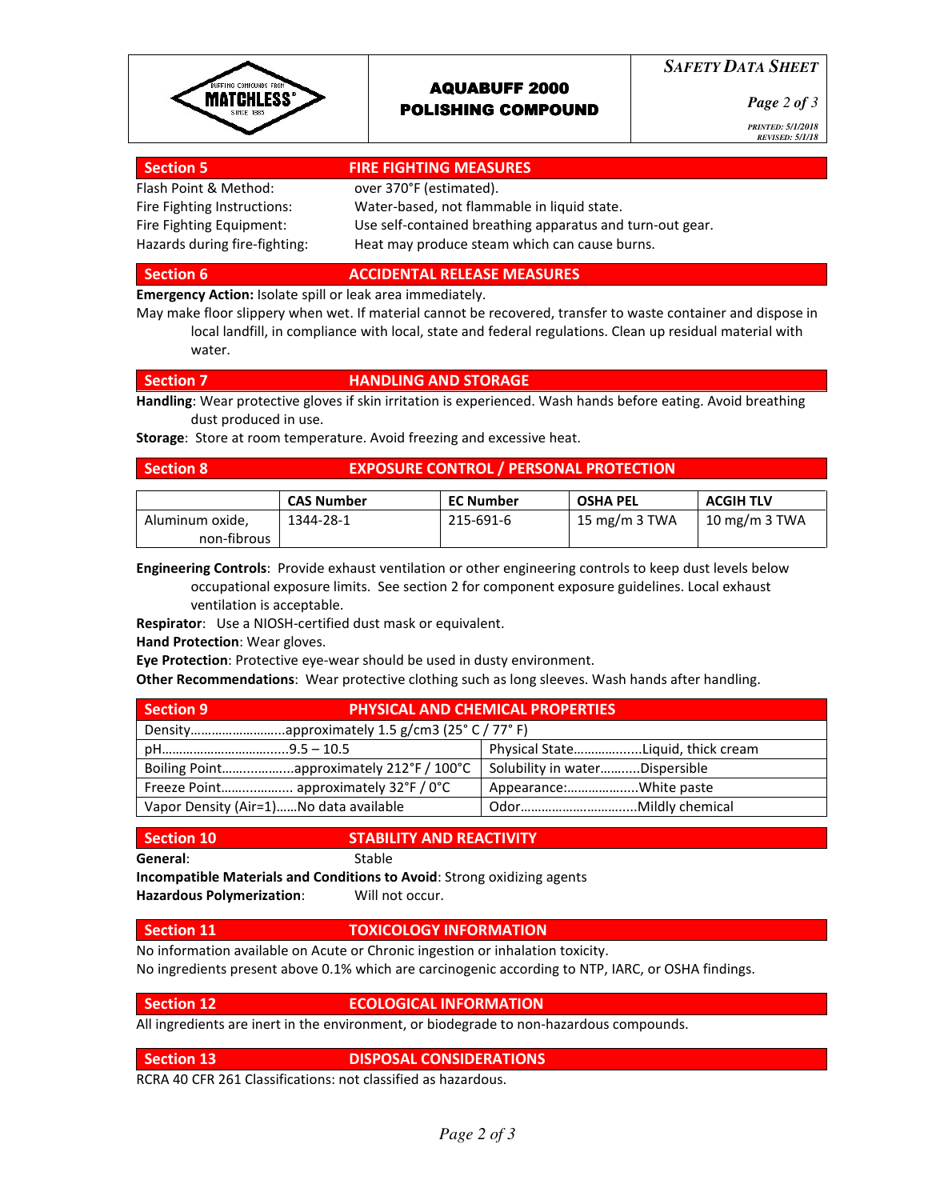# AQUABUFF 2000 POLISHING COMPOUND

## Section 5 FIRE FIGHTING MEASURES

Flash Point & Method: over 370°F (estimated).
Fire Fighting Instructions: Water-based, not flammable in liquid state.
Fire Fighting Equipment: Use self-contained breathing apparatus and turn-out gear.
Hazards during fire-fighting: Heat may produce steam which can cause burns.

## Section 6 ACCIDENTAL RELEASE MEASURES

**Emergency Action:** Isolate spill or leak area immediately.

May make floor slippery when wet. If material cannot be recovered, transfer to waste container and dispose in local landfill, in compliance with local, state and federal regulations. Clean up residual material with water.

## Section 7 HANDLING AND STORAGE

**Handling**: Wear protective gloves if skin irritation is experienced. Wash hands before eating. Avoid breathing dust produced in use.

**Storage**: Store at room temperature. Avoid freezing and excessive heat.

## Section 8 EXPOSURE CONTROL / PERSONAL PROTECTION

| | CAS Number | EC Number | OSHA PEL | ACGIH TLV |
|---|---|---|---|---|
| Aluminum oxide, non-fibrous | 1344-28-1 | 215-691-6 | 15 mg/m 3 TWA | 10 mg/m 3 TWA |

**Engineering Controls**: Provide exhaust ventilation or other engineering controls to keep dust levels below occupational exposure limits. See section 2 for component exposure guidelines. Local exhaust ventilation is acceptable.

**Respirator**: Use a NIOSH-certified dust mask or equivalent.

**Hand Protection**: Wear gloves.

**Eye Protection**: Protective eye-wear should be used in dusty environment.

**Other Recommendations**: Wear protective clothing such as long sleeves. Wash hands after handling.

## Section 9 PHYSICAL AND CHEMICAL PROPERTIES

| | |
|---|---|
| Density……………………..approximately 1.5 g/cm3 (25° C / 77° F) | |
| pH……………………………...9.5 – 10.5 | Physical State……………...Liquid, thick cream |
| Boiling Point………………..approximately 212°F / 100°C | Solubility in water………..Dispersible |
| Freeze Point……………… approximately 32°F / 0°C | Appearance:………………..White paste |
| Vapor Density (Air=1)……No data available | Odor…………………………..Mildly chemical |

## Section 10 STABILITY AND REACTIVITY

**General**: Stable

**Incompatible Materials and Conditions to Avoid**: Strong oxidizing agents

**Hazardous Polymerization**: Will not occur.

## Section 11 TOXICOLOGY INFORMATION

No information available on Acute or Chronic ingestion or inhalation toxicity.

No ingredients present above 0.1% which are carcinogenic according to NTP, IARC, or OSHA findings.

## Section 12 ECOLOGICAL INFORMATION

All ingredients are inert in the environment, or biodegrade to non-hazardous compounds.

## Section 13 DISPOSAL CONSIDERATIONS

RCRA 40 CFR 261 Classifications: not classified as hazardous.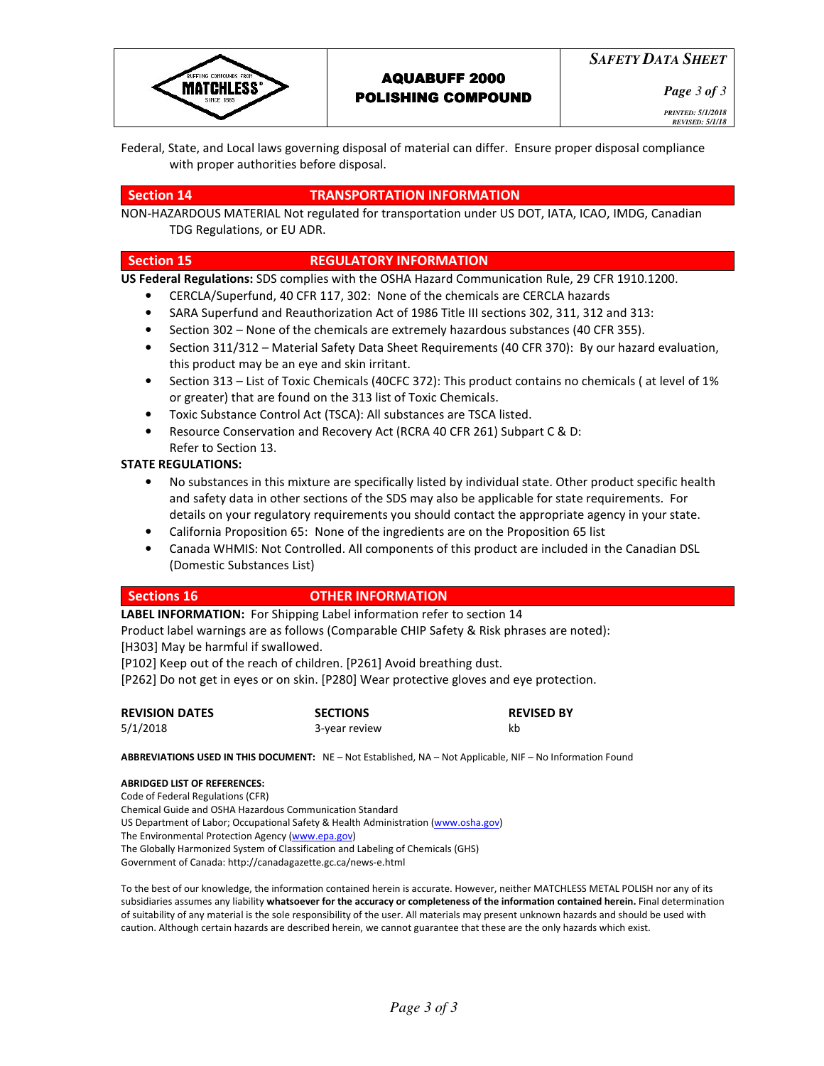Federal, State, and Local laws governing disposal of material can differ. Ensure proper disposal compliance with proper authorities before disposal.

## Section 14 TRANSPORTATION INFORMATION

NON-HAZARDOUS MATERIAL Not regulated for transportation under US DOT, IATA, ICAO, IMDG, Canadian TDG Regulations, or EU ADR.

## Section 15 REGULATORY INFORMATION

**US Federal Regulations:** SDS complies with the OSHA Hazard Communication Rule, 29 CFR 1910.1200.

- CERCLA/Superfund, 40 CFR 117, 302: None of the chemicals are CERCLA hazards
- SARA Superfund and Reauthorization Act of 1986 Title III sections 302, 311, 312 and 313:
- Section 302 – None of the chemicals are extremely hazardous substances (40 CFR 355).
- Section 311/312 – Material Safety Data Sheet Requirements (40 CFR 370): By our hazard evaluation, this product may be an eye and skin irritant.
- Section 313 – List of Toxic Chemicals (40CFC 372): This product contains no chemicals ( at level of 1% or greater) that are found on the 313 list of Toxic Chemicals.
- Toxic Substance Control Act (TSCA): All substances are TSCA listed.
- Resource Conservation and Recovery Act (RCRA 40 CFR 261) Subpart C & D: Refer to Section 13.

**STATE REGULATIONS:**

- No substances in this mixture are specifically listed by individual state. Other product specific health and safety data in other sections of the SDS may also be applicable for state requirements. For details on your regulatory requirements you should contact the appropriate agency in your state.
- California Proposition 65: None of the ingredients are on the Proposition 65 list
- Canada WHMIS: Not Controlled. All components of this product are included in the Canadian DSL (Domestic Substances List)

## Sections 16 OTHER INFORMATION

**LABEL INFORMATION:** For Shipping Label information refer to section 14

Product label warnings are as follows (Comparable CHIP Safety & Risk phrases are noted):

[H303] May be harmful if swallowed.

[P102] Keep out of the reach of children. [P261] Avoid breathing dust.

[P262] Do not get in eyes or on skin. [P280] Wear protective gloves and eye protection.

| REVISION DATES | SECTIONS | REVISED BY |
|---|---|---|
| 5/1/2018 | 3-year review | kb |

**ABBREVIATIONS USED IN THIS DOCUMENT:** NE – Not Established, NA – Not Applicable, NIF – No Information Found

**ABRIDGED LIST OF REFERENCES:**

Code of Federal Regulations (CFR)
Chemical Guide and OSHA Hazardous Communication Standard
US Department of Labor; Occupational Safety & Health Administration (www.osha.gov)
The Environmental Protection Agency (www.epa.gov)
The Globally Harmonized System of Classification and Labeling of Chemicals (GHS)
Government of Canada: http://canadagazette.gc.ca/news-e.html

To the best of our knowledge, the information contained herein is accurate. However, neither MATCHLESS METAL POLISH nor any of its subsidiaries assumes any liability **whatsoever for the accuracy or completeness of the information contained herein.** Final determination of suitability of any material is the sole responsibility of the user. All materials may present unknown hazards and should be used with caution. Although certain hazards are described herein, we cannot guarantee that these are the only hazards which exist.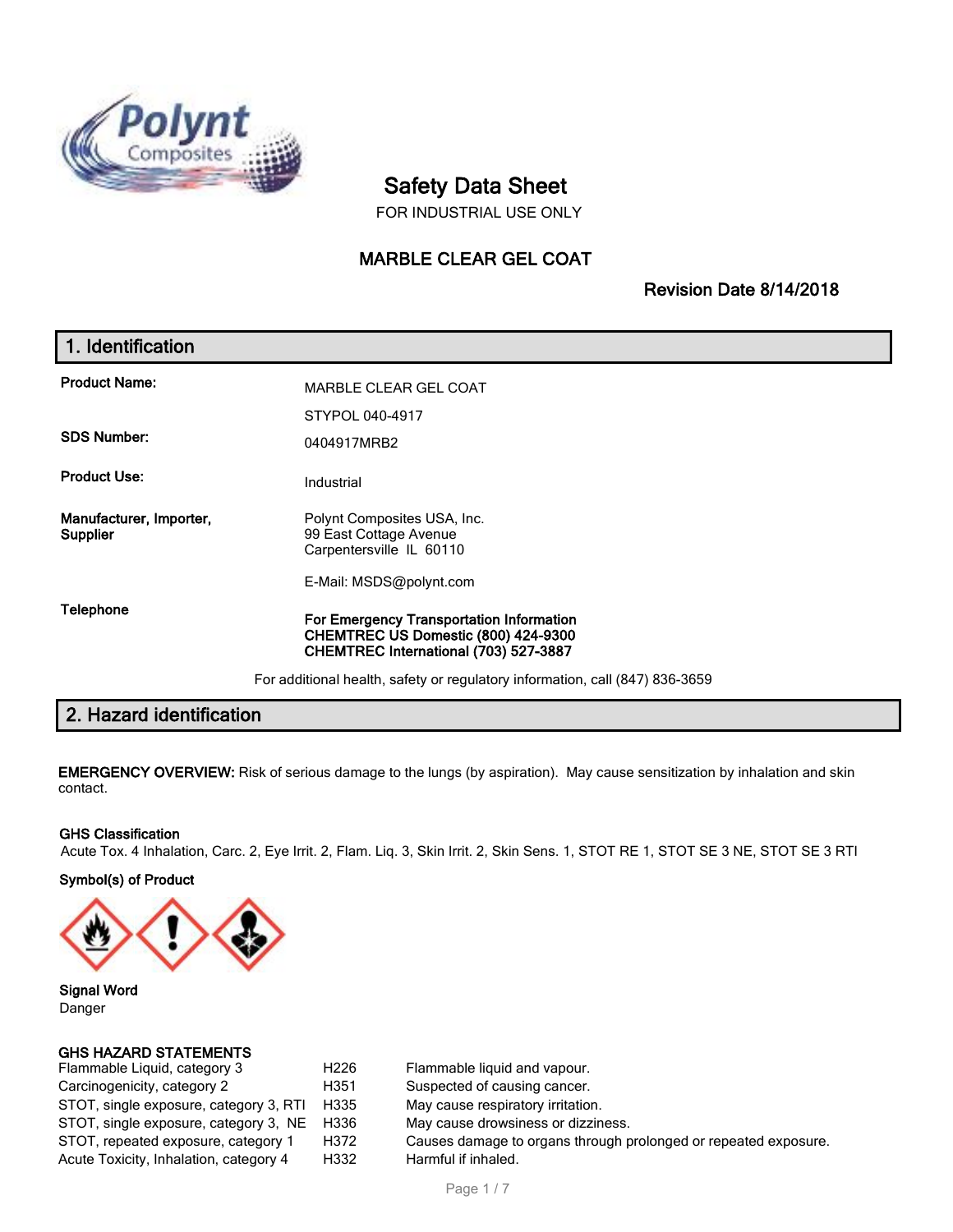# Safety Data Sheet

FOR INDUSTRIAL USE ONLY

## MARBLE CLEAR GEL COAT

**Revision Date 8/14/2018**

## 1. Identification

| | |
|---|---|
| **Product Name:** | MARBLE CLEAR GEL COAT |
| | STYPOL 040-4917 |
| **SDS Number:** | 0404917MRB2 |
| **Product Use:** | Industrial |
| **Manufacturer, Importer, Supplier** | Polynt Composites USA, Inc.<br>99 East Cottage Avenue<br>Carpentersville IL 60110 |
| | E-Mail: MSDS@polynt.com |
| **Telephone** | **For Emergency Transportation Information**<br>**CHEMTREC US Domestic (800) 424-9300**<br>**CHEMTREC International (703) 527-3887** |

For additional health, safety or regulatory information, call (847) 836-3659

## 2. Hazard identification

**EMERGENCY OVERVIEW:** Risk of serious damage to the lungs (by aspiration). May cause sensitization by inhalation and skin contact.

**GHS Classification**

Acute Tox. 4 Inhalation, Carc. 2, Eye Irrit. 2, Flam. Liq. 3, Skin Irrit. 2, Skin Sens. 1, STOT RE 1, STOT SE 3 NE, STOT SE 3 RTI

**Symbol(s) of Product**

**Signal Word**

Danger

**GHS HAZARD STATEMENTS**

| | | |
|---|---|---|
| Flammable Liquid, category 3 | H226 | Flammable liquid and vapour. |
| Carcinogenicity, category 2 | H351 | Suspected of causing cancer. |
| STOT, single exposure, category 3, RTI | H335 | May cause respiratory irritation. |
| STOT, single exposure, category 3, NE | H336 | May cause drowsiness or dizziness. |
| STOT, repeated exposure, category 1 | H372 | Causes damage to organs through prolonged or repeated exposure. |
| Acute Toxicity, Inhalation, category 4 | H332 | Harmful if inhaled. |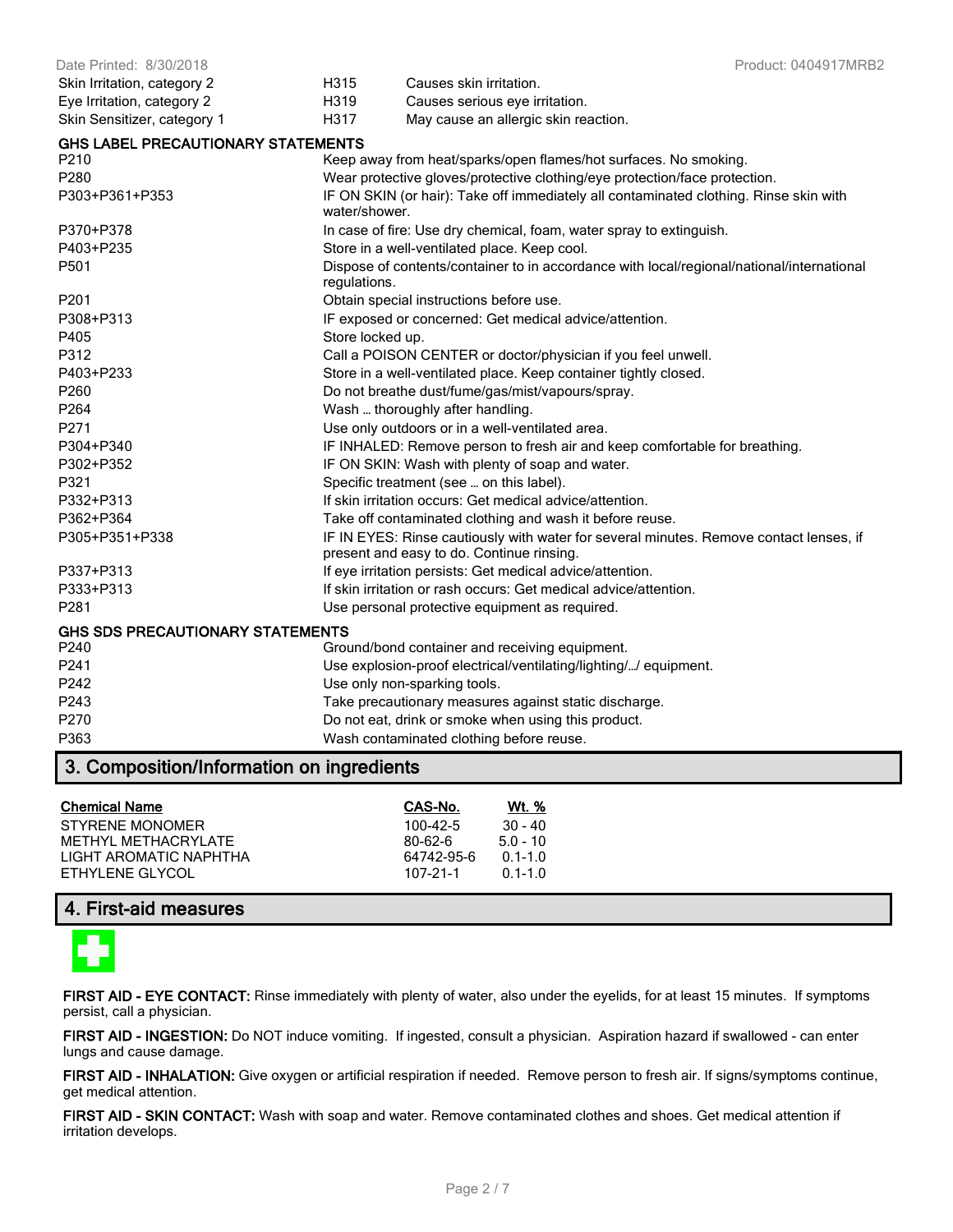| | | |
|---|---|---|
| Skin Irritation, category 2 | H315 | Causes skin irritation. |
| Eye Irritation, category 2 | H319 | Causes serious eye irritation. |
| Skin Sensitizer, category 1 | H317 | May cause an allergic skin reaction. |

**GHS LABEL PRECAUTIONARY STATEMENTS**

| | |
|---|---|
| P210 | Keep away from heat/sparks/open flames/hot surfaces. No smoking. |
| P280 | Wear protective gloves/protective clothing/eye protection/face protection. |
| P303+P361+P353 | IF ON SKIN (or hair): Take off immediately all contaminated clothing. Rinse skin with water/shower. |
| P370+P378 | In case of fire: Use dry chemical, foam, water spray to extinguish. |
| P403+P235 | Store in a well-ventilated place. Keep cool. |
| P501 | Dispose of contents/container to in accordance with local/regional/national/international regulations. |
| P201 | Obtain special instructions before use. |
| P308+P313 | IF exposed or concerned: Get medical advice/attention. |
| P405 | Store locked up. |
| P312 | Call a POISON CENTER or doctor/physician if you feel unwell. |
| P403+P233 | Store in a well-ventilated place. Keep container tightly closed. |
| P260 | Do not breathe dust/fume/gas/mist/vapours/spray. |
| P264 | Wash … thoroughly after handling. |
| P271 | Use only outdoors or in a well-ventilated area. |
| P304+P340 | IF INHALED: Remove person to fresh air and keep comfortable for breathing. |
| P302+P352 | IF ON SKIN: Wash with plenty of soap and water. |
| P321 | Specific treatment (see … on this label). |
| P332+P313 | If skin irritation occurs: Get medical advice/attention. |
| P362+P364 | Take off contaminated clothing and wash it before reuse. |
| P305+P351+P338 | IF IN EYES: Rinse cautiously with water for several minutes. Remove contact lenses, if present and easy to do. Continue rinsing. |
| P337+P313 | If eye irritation persists: Get medical advice/attention. |
| P333+P313 | If skin irritation or rash occurs: Get medical advice/attention. |
| P281 | Use personal protective equipment as required. |

**GHS SDS PRECAUTIONARY STATEMENTS**

| | |
|---|---|
| P240 | Ground/bond container and receiving equipment. |
| P241 | Use explosion-proof electrical/ventilating/lighting/…/ equipment. |
| P242 | Use only non-sparking tools. |
| P243 | Take precautionary measures against static discharge. |
| P270 | Do not eat, drink or smoke when using this product. |
| P363 | Wash contaminated clothing before reuse. |

## 3. Composition/Information on ingredients

| Chemical Name | CAS-No. | Wt. % |
|---|---|---|
| STYRENE MONOMER | 100-42-5 | 30 - 40 |
| METHYL METHACRYLATE | 80-62-6 | 5.0 - 10 |
| LIGHT AROMATIC NAPHTHA | 64742-95-6 | 0.1-1.0 |
| ETHYLENE GLYCOL | 107-21-1 | 0.1-1.0 |

## 4. First-aid measures

**FIRST AID - EYE CONTACT:** Rinse immediately with plenty of water, also under the eyelids, for at least 15 minutes. If symptoms persist, call a physician.

**FIRST AID - INGESTION:** Do NOT induce vomiting. If ingested, consult a physician. Aspiration hazard if swallowed - can enter lungs and cause damage.

**FIRST AID - INHALATION:** Give oxygen or artificial respiration if needed. Remove person to fresh air. If signs/symptoms continue, get medical attention.

**FIRST AID - SKIN CONTACT:** Wash with soap and water. Remove contaminated clothes and shoes. Get medical attention if irritation develops.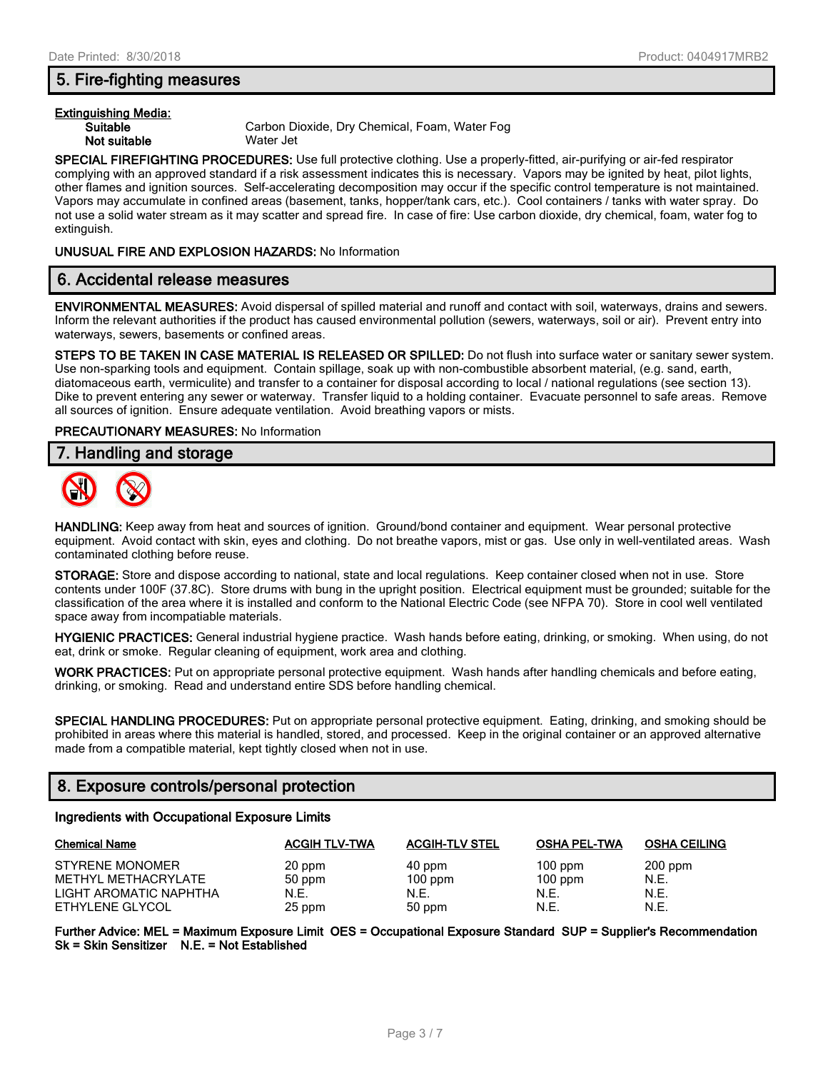## 5. Fire-fighting measures

**Extinguishing Media:**

**Suitable** Carbon Dioxide, Dry Chemical, Foam, Water Fog

**Not suitable** Water Jet

**SPECIAL FIREFIGHTING PROCEDURES:** Use full protective clothing. Use a properly-fitted, air-purifying or air-fed respirator complying with an approved standard if a risk assessment indicates this is necessary. Vapors may be ignited by heat, pilot lights, other flames and ignition sources. Self-accelerating decomposition may occur if the specific control temperature is not maintained. Vapors may accumulate in confined areas (basement, tanks, hopper/tank cars, etc.). Cool containers / tanks with water spray. Do not use a solid water stream as it may scatter and spread fire. In case of fire: Use carbon dioxide, dry chemical, foam, water fog to extinguish.

**UNUSUAL FIRE AND EXPLOSION HAZARDS:** No Information

## 6. Accidental release measures

**ENVIRONMENTAL MEASURES:** Avoid dispersal of spilled material and runoff and contact with soil, waterways, drains and sewers. Inform the relevant authorities if the product has caused environmental pollution (sewers, waterways, soil or air). Prevent entry into waterways, sewers, basements or confined areas.

**STEPS TO BE TAKEN IN CASE MATERIAL IS RELEASED OR SPILLED:** Do not flush into surface water or sanitary sewer system. Use non-sparking tools and equipment. Contain spillage, soak up with non-combustible absorbent material, (e.g. sand, earth, diatomaceous earth, vermiculite) and transfer to a container for disposal according to local / national regulations (see section 13). Dike to prevent entering any sewer or waterway. Transfer liquid to a holding container. Evacuate personnel to safe areas. Remove all sources of ignition. Ensure adequate ventilation. Avoid breathing vapors or mists.

**PRECAUTIONARY MEASURES:** No Information

## 7. Handling and storage

**HANDLING:** Keep away from heat and sources of ignition. Ground/bond container and equipment. Wear personal protective equipment. Avoid contact with skin, eyes and clothing. Do not breathe vapors, mist or gas. Use only in well-ventilated areas. Wash contaminated clothing before reuse.

**STORAGE:** Store and dispose according to national, state and local regulations. Keep container closed when not in use. Store contents under 100F (37.8C). Store drums with bung in the upright position. Electrical equipment must be grounded; suitable for the classification of the area where it is installed and conform to the National Electric Code (see NFPA 70). Store in cool well ventilated space away from incompatiable materials.

**HYGIENIC PRACTICES:** General industrial hygiene practice. Wash hands before eating, drinking, or smoking. When using, do not eat, drink or smoke. Regular cleaning of equipment, work area and clothing.

**WORK PRACTICES:** Put on appropriate personal protective equipment. Wash hands after handling chemicals and before eating, drinking, or smoking. Read and understand entire SDS before handling chemical.

**SPECIAL HANDLING PROCEDURES:** Put on appropriate personal protective equipment. Eating, drinking, and smoking should be prohibited in areas where this material is handled, stored, and processed. Keep in the original container or an approved alternative made from a compatible material, kept tightly closed when not in use.

## 8. Exposure controls/personal protection

**Ingredients with Occupational Exposure Limits**

| Chemical Name | ACGIH TLV-TWA | ACGIH-TLV STEL | OSHA PEL-TWA | OSHA CEILING |
|---|---|---|---|---|
| STYRENE MONOMER | 20 ppm | 40 ppm | 100 ppm | 200 ppm |
| METHYL METHACRYLATE | 50 ppm | 100 ppm | 100 ppm | N.E. |
| LIGHT AROMATIC NAPHTHA | N.E. | N.E. | N.E. | N.E. |
| ETHYLENE GLYCOL | 25 ppm | 50 ppm | N.E. | N.E. |

**Further Advice: MEL = Maximum Exposure Limit OES = Occupational Exposure Standard SUP = Supplier's Recommendation Sk = Skin Sensitizer N.E. = Not Established**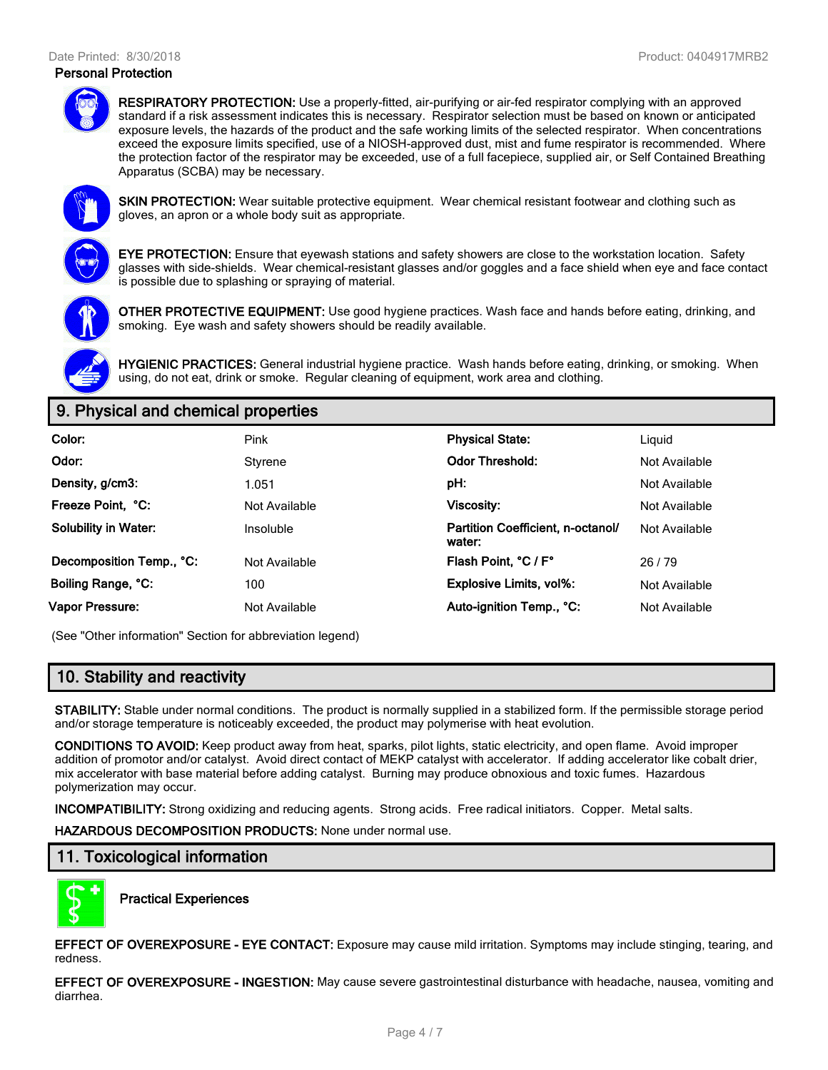### Personal Protection

**RESPIRATORY PROTECTION:** Use a properly-fitted, air-purifying or air-fed respirator complying with an approved standard if a risk assessment indicates this is necessary. Respirator selection must be based on known or anticipated exposure levels, the hazards of the product and the safe working limits of the selected respirator. When concentrations exceed the exposure limits specified, use of a NIOSH-approved dust, mist and fume respirator is recommended. Where the protection factor of the respirator may be exceeded, use of a full facepiece, supplied air, or Self Contained Breathing Apparatus (SCBA) may be necessary.

**SKIN PROTECTION:** Wear suitable protective equipment. Wear chemical resistant footwear and clothing such as gloves, an apron or a whole body suit as appropriate.

**EYE PROTECTION:** Ensure that eyewash stations and safety showers are close to the workstation location. Safety glasses with side-shields. Wear chemical-resistant glasses and/or goggles and a face shield when eye and face contact is possible due to splashing or spraying of material.

**OTHER PROTECTIVE EQUIPMENT:** Use good hygiene practices. Wash face and hands before eating, drinking, and smoking. Eye wash and safety showers should be readily available.

**HYGIENIC PRACTICES:** General industrial hygiene practice. Wash hands before eating, drinking, or smoking. When using, do not eat, drink or smoke. Regular cleaning of equipment, work area and clothing.

## 9. Physical and chemical properties

| | | | |
|---|---|---|---|
| **Color:** | Pink | **Physical State:** | Liquid |
| **Odor:** | Styrene | **Odor Threshold:** | Not Available |
| **Density, g/cm3:** | 1.051 | **pH:** | Not Available |
| **Freeze Point, °C:** | Not Available | **Viscosity:** | Not Available |
| **Solubility in Water:** | Insoluble | **Partition Coefficient, n-octanol/ water:** | Not Available |
| **Decomposition Temp., °C:** | Not Available | **Flash Point, °C / F°** | 26 / 79 |
| **Boiling Range, °C:** | 100 | **Explosive Limits, vol%:** | Not Available |
| **Vapor Pressure:** | Not Available | **Auto-ignition Temp., °C:** | Not Available |

(See "Other information" Section for abbreviation legend)

## 10. Stability and reactivity

**STABILITY:** Stable under normal conditions. The product is normally supplied in a stabilized form. If the permissible storage period and/or storage temperature is noticeably exceeded, the product may polymerise with heat evolution.

**CONDITIONS TO AVOID:** Keep product away from heat, sparks, pilot lights, static electricity, and open flame. Avoid improper addition of promotor and/or catalyst. Avoid direct contact of MEKP catalyst with accelerator. If adding accelerator like cobalt drier, mix accelerator with base material before adding catalyst. Burning may produce obnoxious and toxic fumes. Hazardous polymerization may occur.

**INCOMPATIBILITY:** Strong oxidizing and reducing agents. Strong acids. Free radical initiators. Copper. Metal salts.

**HAZARDOUS DECOMPOSITION PRODUCTS:** None under normal use.

## 11. Toxicological information

### Practical Experiences

**EFFECT OF OVEREXPOSURE - EYE CONTACT:** Exposure may cause mild irritation. Symptoms may include stinging, tearing, and redness.

**EFFECT OF OVEREXPOSURE - INGESTION:** May cause severe gastrointestinal disturbance with headache, nausea, vomiting and diarrhea.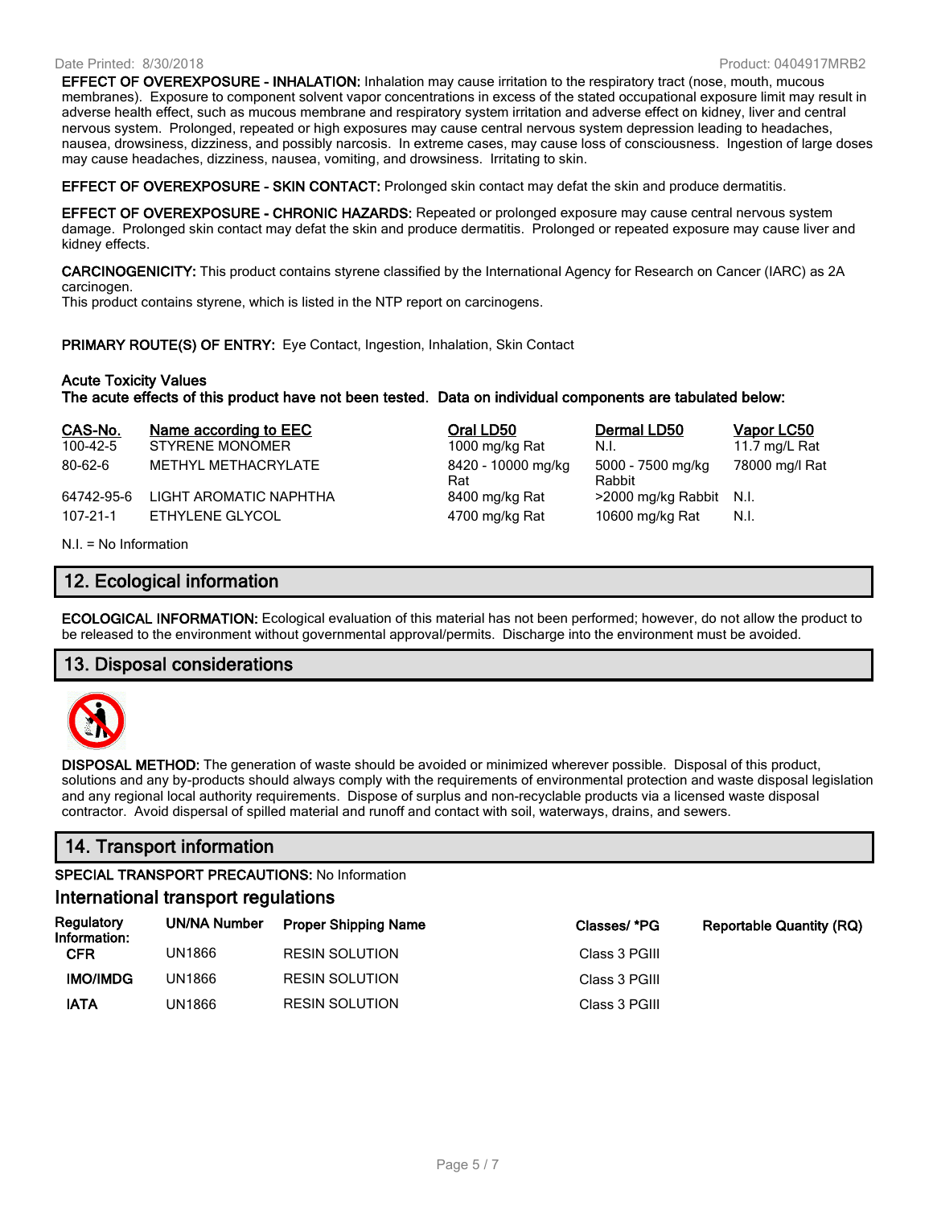**EFFECT OF OVEREXPOSURE - INHALATION:** Inhalation may cause irritation to the respiratory tract (nose, mouth, mucous membranes). Exposure to component solvent vapor concentrations in excess of the stated occupational exposure limit may result in adverse health effect, such as mucous membrane and respiratory system irritation and adverse effect on kidney, liver and central nervous system. Prolonged, repeated or high exposures may cause central nervous system depression leading to headaches, nausea, drowsiness, dizziness, and possibly narcosis. In extreme cases, may cause loss of consciousness. Ingestion of large doses may cause headaches, dizziness, nausea, vomiting, and drowsiness. Irritating to skin.

**EFFECT OF OVEREXPOSURE - SKIN CONTACT:** Prolonged skin contact may defat the skin and produce dermatitis.

**EFFECT OF OVEREXPOSURE - CHRONIC HAZARDS:** Repeated or prolonged exposure may cause central nervous system damage. Prolonged skin contact may defat the skin and produce dermatitis. Prolonged or repeated exposure may cause liver and kidney effects.

**CARCINOGENICITY:** This product contains styrene classified by the International Agency for Research on Cancer (IARC) as 2A carcinogen.
This product contains styrene, which is listed in the NTP report on carcinogens.

**PRIMARY ROUTE(S) OF ENTRY:** Eye Contact, Ingestion, Inhalation, Skin Contact

**Acute Toxicity Values**
**The acute effects of this product have not been tested. Data on individual components are tabulated below:**

| CAS-No. | Name according to EEC | Oral LD50 | Dermal LD50 | Vapor LC50 |
|---|---|---|---|---|
| 100-42-5 | STYRENE MONOMER | 1000 mg/kg Rat | N.I. | 11.7 mg/L Rat |
| 80-62-6 | METHYL METHACRYLATE | 8420 - 10000 mg/kg Rat | 5000 - 7500 mg/kg Rabbit | 78000 mg/l Rat |
| 64742-95-6 | LIGHT AROMATIC NAPHTHA | 8400 mg/kg Rat | >2000 mg/kg Rabbit | N.I. |
| 107-21-1 | ETHYLENE GLYCOL | 4700 mg/kg Rat | 10600 mg/kg Rat | N.I. |

N.I. = No Information

## 12. Ecological information

**ECOLOGICAL INFORMATION:** Ecological evaluation of this material has not been performed; however, do not allow the product to be released to the environment without governmental approval/permits. Discharge into the environment must be avoided.

## 13. Disposal considerations

**DISPOSAL METHOD:** The generation of waste should be avoided or minimized wherever possible. Disposal of this product, solutions and any by-products should always comply with the requirements of environmental protection and waste disposal legislation and any regional local authority requirements. Dispose of surplus and non-recyclable products via a licensed waste disposal contractor. Avoid dispersal of spilled material and runoff and contact with soil, waterways, drains, and sewers.

## 14. Transport information

**SPECIAL TRANSPORT PRECAUTIONS:** No Information

### International transport regulations

| Regulatory Information: | UN/NA Number | Proper Shipping Name | Classes/ *PG | Reportable Quantity (RQ) |
|---|---|---|---|---|
| CFR | UN1866 | RESIN SOLUTION | Class 3 PGIII | |
| IMO/IMDG | UN1866 | RESIN SOLUTION | Class 3 PGIII | |
| IATA | UN1866 | RESIN SOLUTION | Class 3 PGIII | |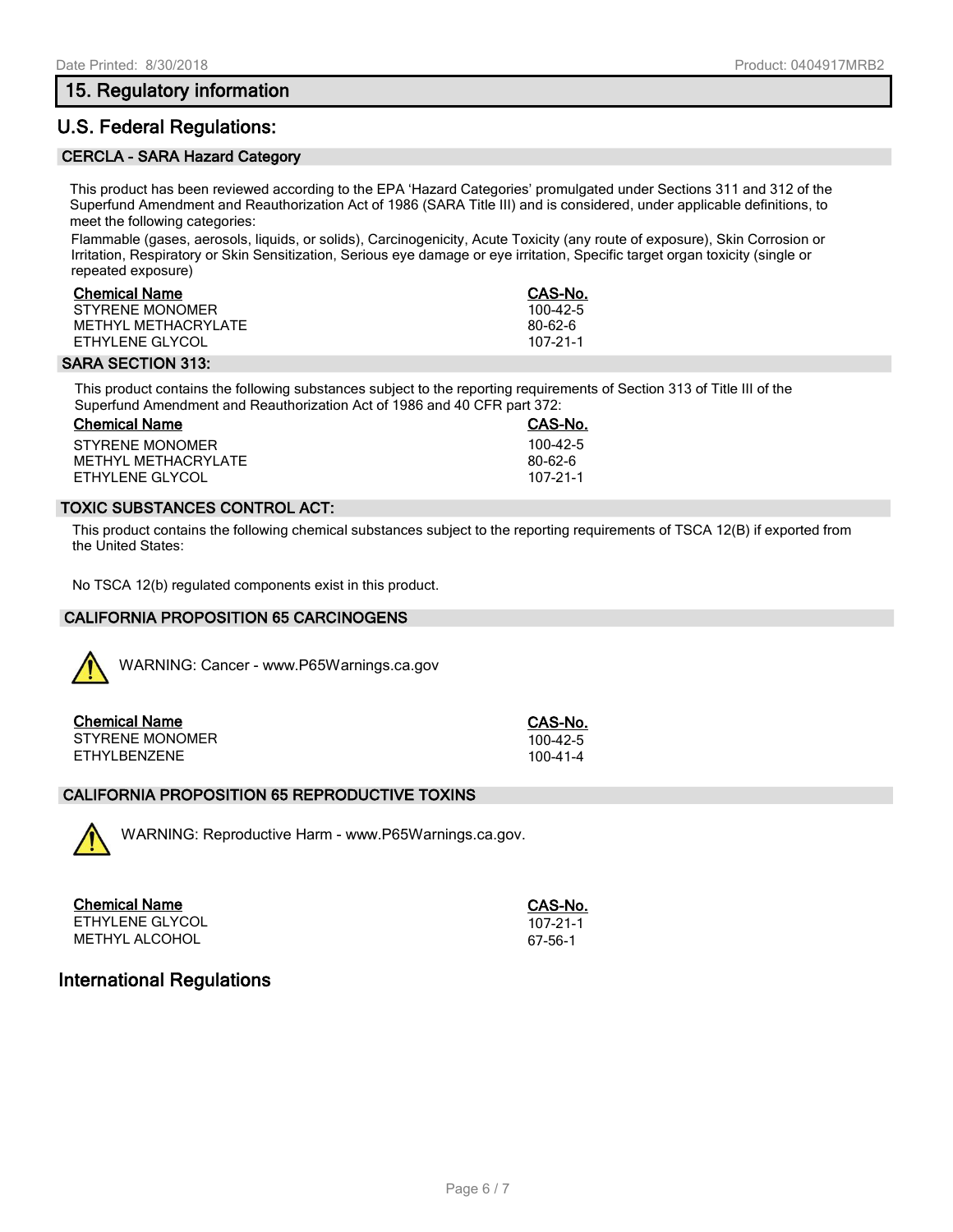## 15. Regulatory information

## U.S. Federal Regulations:

### CERCLA - SARA Hazard Category

This product has been reviewed according to the EPA 'Hazard Categories' promulgated under Sections 311 and 312 of the Superfund Amendment and Reauthorization Act of 1986 (SARA Title III) and is considered, under applicable definitions, to meet the following categories:

Flammable (gases, aerosols, liquids, or solids), Carcinogenicity, Acute Toxicity (any route of exposure), Skin Corrosion or Irritation, Respiratory or Skin Sensitization, Serious eye damage or eye irritation, Specific target organ toxicity (single or repeated exposure)

| Chemical Name | CAS-No. |
|---|---|
| STYRENE MONOMER | 100-42-5 |
| METHYL METHACRYLATE | 80-62-6 |
| ETHYLENE GLYCOL | 107-21-1 |

### SARA SECTION 313:

This product contains the following substances subject to the reporting requirements of Section 313 of Title III of the Superfund Amendment and Reauthorization Act of 1986 and 40 CFR part 372:

| Chemical Name | CAS-No. |
|---|---|
| STYRENE MONOMER | 100-42-5 |
| METHYL METHACRYLATE | 80-62-6 |
| ETHYLENE GLYCOL | 107-21-1 |

### TOXIC SUBSTANCES CONTROL ACT:

This product contains the following chemical substances subject to the reporting requirements of TSCA 12(B) if exported from the United States:

No TSCA 12(b) regulated components exist in this product.

### CALIFORNIA PROPOSITION 65 CARCINOGENS

WARNING: Cancer - www.P65Warnings.ca.gov

| Chemical Name | CAS-No. |
|---|---|
| STYRENE MONOMER | 100-42-5 |
| ETHYLBENZENE | 100-41-4 |

### CALIFORNIA PROPOSITION 65 REPRODUCTIVE TOXINS

WARNING: Reproductive Harm - www.P65Warnings.ca.gov.

| Chemical Name | CAS-No. |
|---|---|
| ETHYLENE GLYCOL | 107-21-1 |
| METHYL ALCOHOL | 67-56-1 |

## International Regulations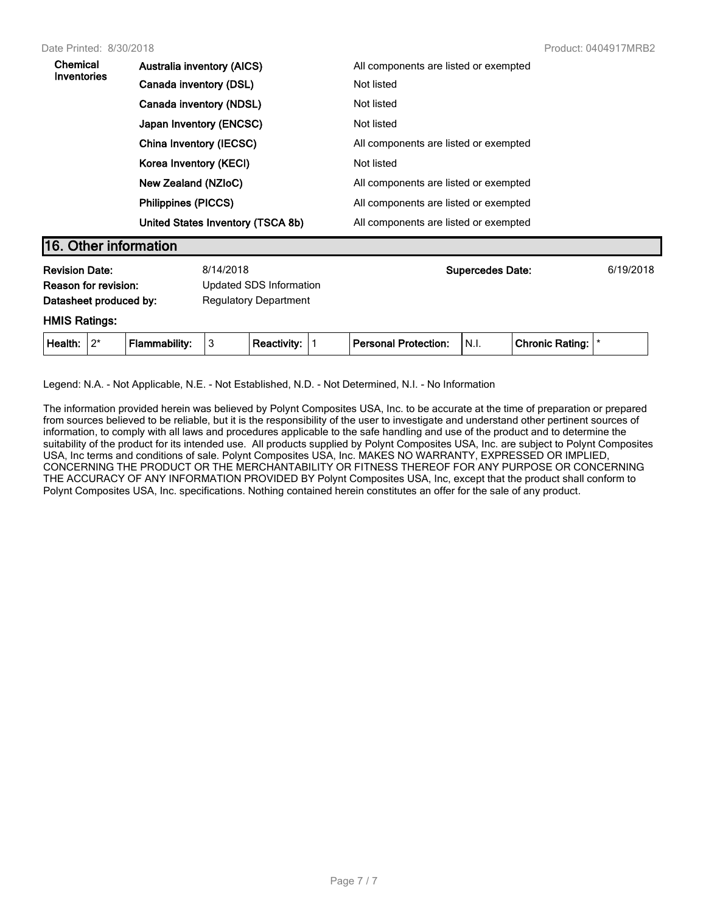| | | |
|---|---|---|
| **Chemical Inventories** | **Australia inventory (AICS)** | All components are listed or exempted |
| | **Canada inventory (DSL)** | Not listed |
| | **Canada inventory (NDSL)** | Not listed |
| | **Japan Inventory (ENCSC)** | Not listed |
| | **China Inventory (IECSC)** | All components are listed or exempted |
| | **Korea Inventory (KECI)** | Not listed |
| | **New Zealand (NZIoC)** | All components are listed or exempted |
| | **Philippines (PICCS)** | All components are listed or exempted |
| | **United States Inventory (TSCA 8b)** | All components are listed or exempted |

## 16. Other information

**Revision Date:** 8/14/2018

**Supercedes Date:** 6/19/2018

**Reason for revision:** Updated SDS Information

**Datasheet produced by:** Regulatory Department

**HMIS Ratings:**

| | | | | | | | | | |
|---|---|---|---|---|---|---|---|---|---|
| **Health:** | 2* | **Flammability:** | 3 | **Reactivity:** | 1 | **Personal Protection:** | N.I. | **Chronic Rating:** | * |

Legend: N.A. - Not Applicable, N.E. - Not Established, N.D. - Not Determined, N.I. - No Information

The information provided herein was believed by Polynt Composites USA, Inc. to be accurate at the time of preparation or prepared from sources believed to be reliable, but it is the responsibility of the user to investigate and understand other pertinent sources of information, to comply with all laws and procedures applicable to the safe handling and use of the product and to determine the suitability of the product for its intended use. All products supplied by Polynt Composites USA, Inc. are subject to Polynt Composites USA, Inc terms and conditions of sale. Polynt Composites USA, Inc. MAKES NO WARRANTY, EXPRESSED OR IMPLIED, CONCERNING THE PRODUCT OR THE MERCHANTABILITY OR FITNESS THEREOF FOR ANY PURPOSE OR CONCERNING THE ACCURACY OF ANY INFORMATION PROVIDED BY Polynt Composites USA, Inc, except that the product shall conform to Polynt Composites USA, Inc. specifications. Nothing contained herein constitutes an offer for the sale of any product.